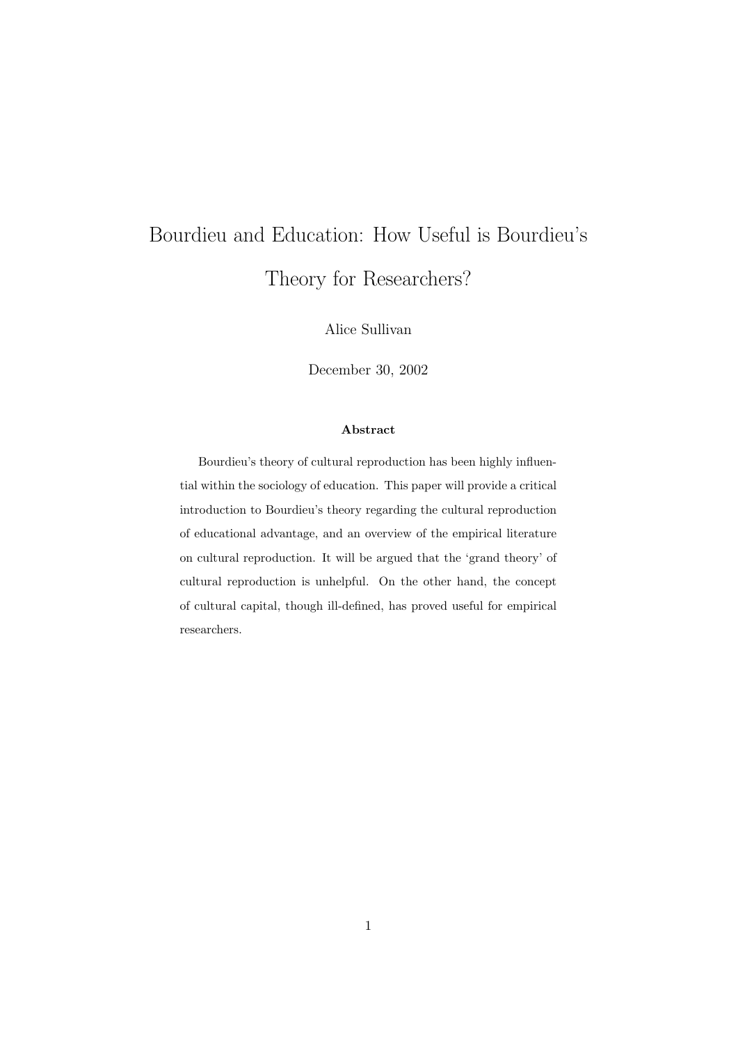# Bourdieu and Education: How Useful is Bourdieu's Theory for Researchers?

Alice Sullivan

December 30, 2002

**Abstract**

Bourdieu's theory of cultural reproduction has been highly influential within the sociology of education. This paper will provide a critical introduction to Bourdieu's theory regarding the cultural reproduction of educational advantage, and an overview of the empirical literature on cultural reproduction. It will be argued that the 'grand theory' of cultural reproduction is unhelpful. On the other hand, the concept of cultural capital, though ill-defined, has proved useful for empirical researchers.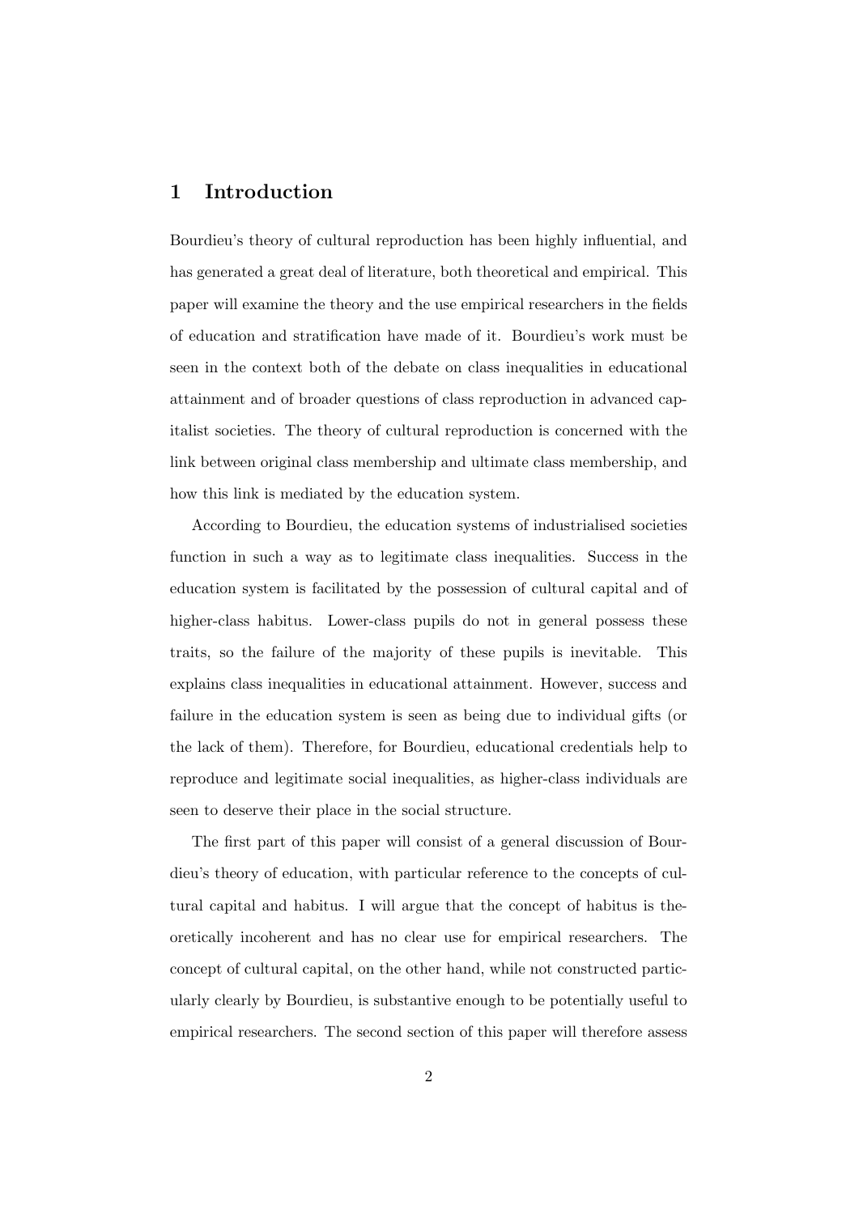# 1 Introduction

Bourdieu's theory of cultural reproduction has been highly influential, and has generated a great deal of literature, both theoretical and empirical. This paper will examine the theory and the use empirical researchers in the fields of education and stratification have made of it. Bourdieu's work must be seen in the context both of the debate on class inequalities in educational attainment and of broader questions of class reproduction in advanced capitalist societies. The theory of cultural reproduction is concerned with the link between original class membership and ultimate class membership, and how this link is mediated by the education system.

According to Bourdieu, the education systems of industrialised societies function in such a way as to legitimate class inequalities. Success in the education system is facilitated by the possession of cultural capital and of higher-class habitus. Lower-class pupils do not in general possess these traits, so the failure of the majority of these pupils is inevitable. This explains class inequalities in educational attainment. However, success and failure in the education system is seen as being due to individual gifts (or the lack of them). Therefore, for Bourdieu, educational credentials help to reproduce and legitimate social inequalities, as higher-class individuals are seen to deserve their place in the social structure.

The first part of this paper will consist of a general discussion of Bourdieu's theory of education, with particular reference to the concepts of cultural capital and habitus. I will argue that the concept of habitus is theoretically incoherent and has no clear use for empirical researchers. The concept of cultural capital, on the other hand, while not constructed particularly clearly by Bourdieu, is substantive enough to be potentially useful to empirical researchers. The second section of this paper will therefore assess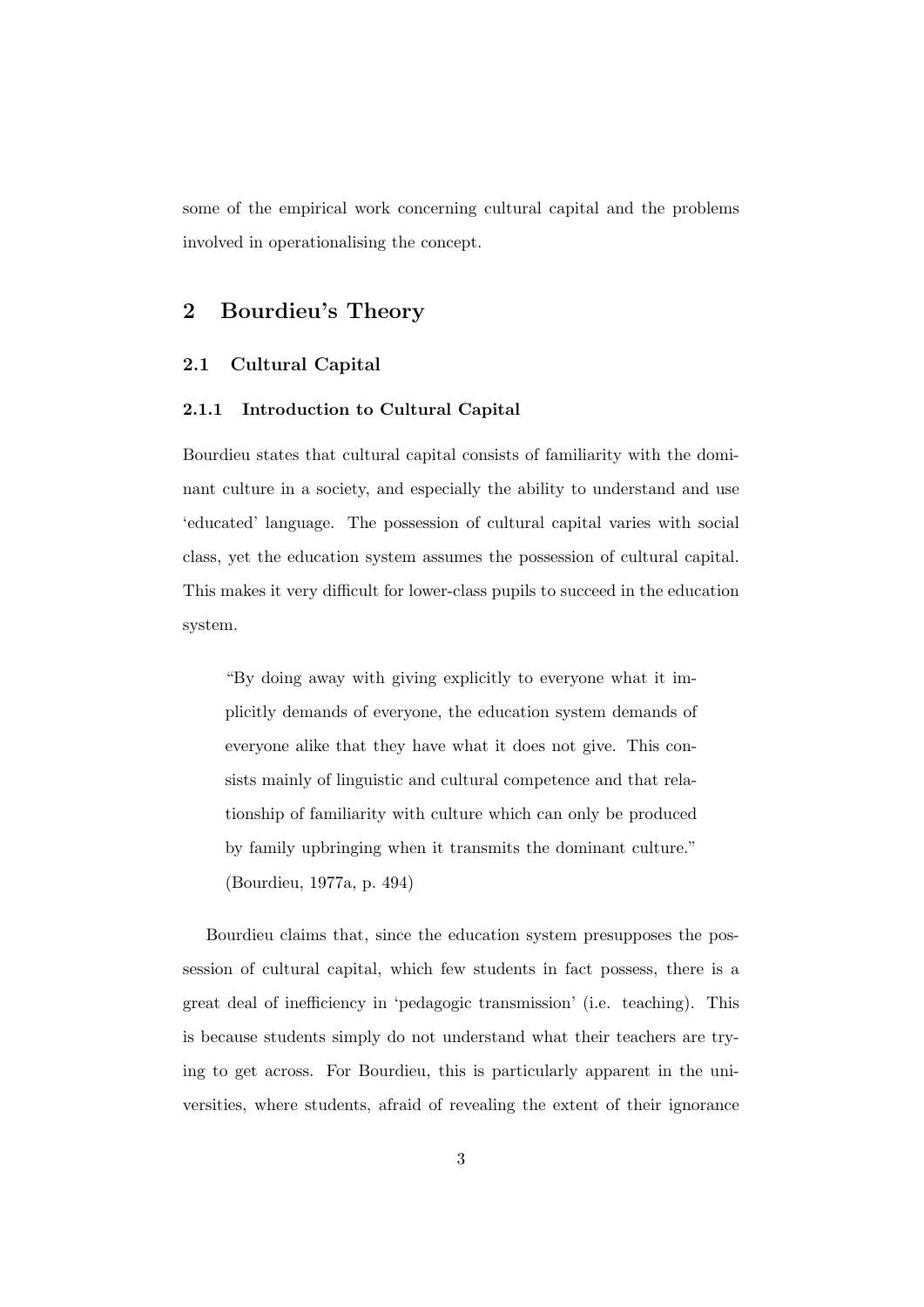some of the empirical work concerning cultural capital and the problems involved in operationalising the concept.

## 2 Bourdieu's Theory

### 2.1 Cultural Capital

#### 2.1.1 Introduction to Cultural Capital

Bourdieu states that cultural capital consists of familiarity with the dominant culture in a society, and especially the ability to understand and use 'educated' language. The possession of cultural capital varies with social class, yet the education system assumes the possession of cultural capital. This makes it very difficult for lower-class pupils to succeed in the education system.

> "By doing away with giving explicitly to everyone what it implicitly demands of everyone, the education system demands of everyone alike that they have what it does not give. This consists mainly of linguistic and cultural competence and that relationship of familiarity with culture which can only be produced by family upbringing when it transmits the dominant culture." (Bourdieu, 1977a, p. 494)

Bourdieu claims that, since the education system presupposes the possession of cultural capital, which few students in fact possess, there is a great deal of inefficiency in 'pedagogic transmission' (i.e. teaching). This is because students simply do not understand what their teachers are trying to get across. For Bourdieu, this is particularly apparent in the universities, where students, afraid of revealing the extent of their ignorance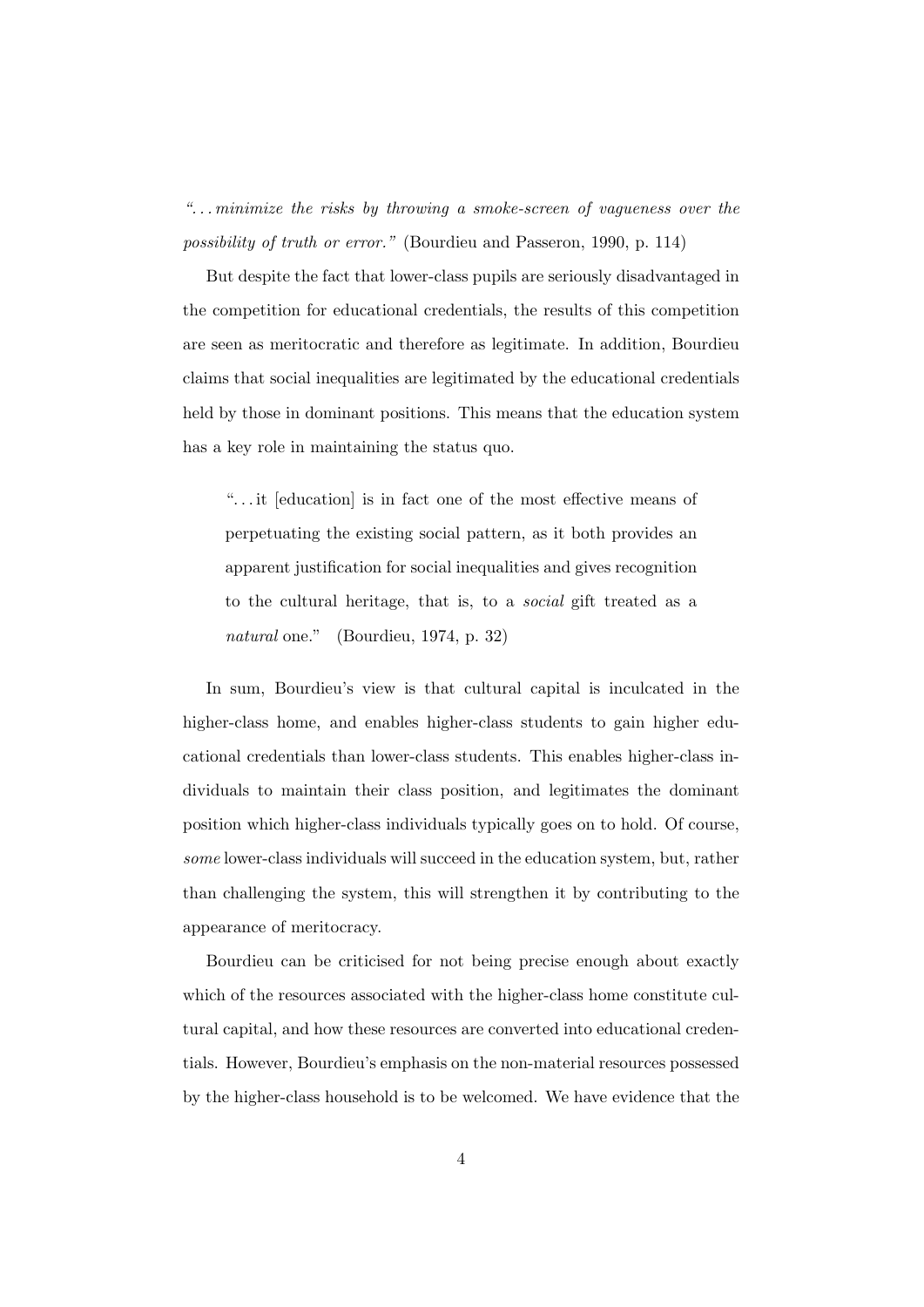*"...minimize the risks by throwing a smoke-screen of vagueness over the possibility of truth or error."* (Bourdieu and Passeron, 1990, p. 114)

But despite the fact that lower-class pupils are seriously disadvantaged in the competition for educational credentials, the results of this competition are seen as meritocratic and therefore as legitimate. In addition, Bourdieu claims that social inequalities are legitimated by the educational credentials held by those in dominant positions. This means that the education system has a key role in maintaining the status quo.

> "...it [education] is in fact one of the most effective means of perpetuating the existing social pattern, as it both provides an apparent justification for social inequalities and gives recognition to the cultural heritage, that is, to a *social* gift treated as a *natural* one." (Bourdieu, 1974, p. 32)

In sum, Bourdieu's view is that cultural capital is inculcated in the higher-class home, and enables higher-class students to gain higher educational credentials than lower-class students. This enables higher-class individuals to maintain their class position, and legitimates the dominant position which higher-class individuals typically goes on to hold. Of course, *some* lower-class individuals will succeed in the education system, but, rather than challenging the system, this will strengthen it by contributing to the appearance of meritocracy.

Bourdieu can be criticised for not being precise enough about exactly which of the resources associated with the higher-class home constitute cultural capital, and how these resources are converted into educational credentials. However, Bourdieu's emphasis on the non-material resources possessed by the higher-class household is to be welcomed. We have evidence that the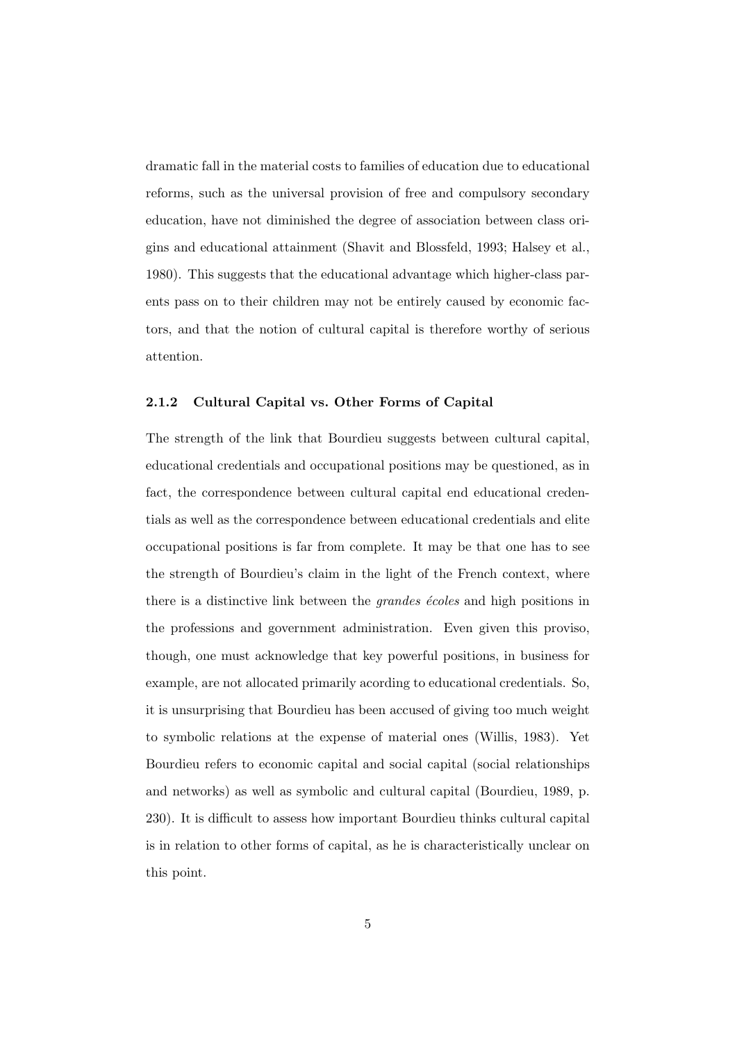dramatic fall in the material costs to families of education due to educational reforms, such as the universal provision of free and compulsory secondary education, have not diminished the degree of association between class origins and educational attainment (Shavit and Blossfeld, 1993; Halsey et al., 1980). This suggests that the educational advantage which higher-class parents pass on to their children may not be entirely caused by economic factors, and that the notion of cultural capital is therefore worthy of serious attention.

### 2.1.2 Cultural Capital vs. Other Forms of Capital

The strength of the link that Bourdieu suggests between cultural capital, educational credentials and occupational positions may be questioned, as in fact, the correspondence between cultural capital end educational credentials as well as the correspondence between educational credentials and elite occupational positions is far from complete. It may be that one has to see the strength of Bourdieu's claim in the light of the French context, where there is a distinctive link between the *grandes écoles* and high positions in the professions and government administration. Even given this proviso, though, one must acknowledge that key powerful positions, in business for example, are not allocated primarily acording to educational credentials. So, it is unsurprising that Bourdieu has been accused of giving too much weight to symbolic relations at the expense of material ones (Willis, 1983). Yet Bourdieu refers to economic capital and social capital (social relationships and networks) as well as symbolic and cultural capital (Bourdieu, 1989, p. 230). It is difficult to assess how important Bourdieu thinks cultural capital is in relation to other forms of capital, as he is characteristically unclear on this point.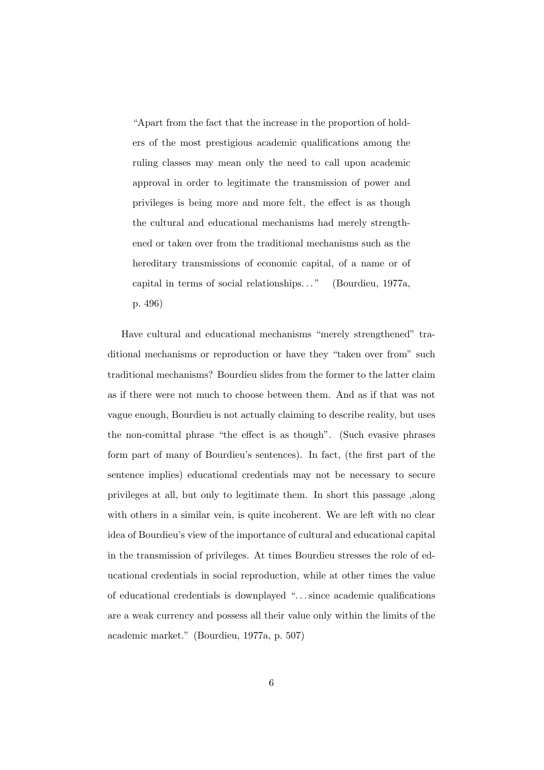> "Apart from the fact that the increase in the proportion of holders of the most prestigious academic qualifications among the ruling classes may mean only the need to call upon academic approval in order to legitimate the transmission of power and privileges is being more and more felt, the effect is as though the cultural and educational mechanisms had merely strengthened or taken over from the traditional mechanisms such as the hereditary transmissions of economic capital, of a name or of capital in terms of social relationships. . . " (Bourdieu, 1977a, p. 496)

Have cultural and educational mechanisms "merely strengthened" traditional mechanisms or reproduction or have they "taken over from" such traditional mechanisms? Bourdieu slides from the former to the latter claim as if there were not much to choose between them. And as if that was not vague enough, Bourdieu is not actually claiming to describe reality, but uses the non-comittal phrase "the effect is as though". (Such evasive phrases form part of many of Bourdieu's sentences). In fact, (the first part of the sentence implies) educational credentials may not be necessary to secure privileges at all, but only to legitimate them. In short this passage ,along with others in a similar vein, is quite incoherent. We are left with no clear idea of Bourdieu's view of the importance of cultural and educational capital in the transmission of privileges. At times Bourdieu stresses the role of educational credentials in social reproduction, while at other times the value of educational credentials is downplayed ". . . since academic qualifications are a weak currency and possess all their value only within the limits of the academic market." (Bourdieu, 1977a, p. 507)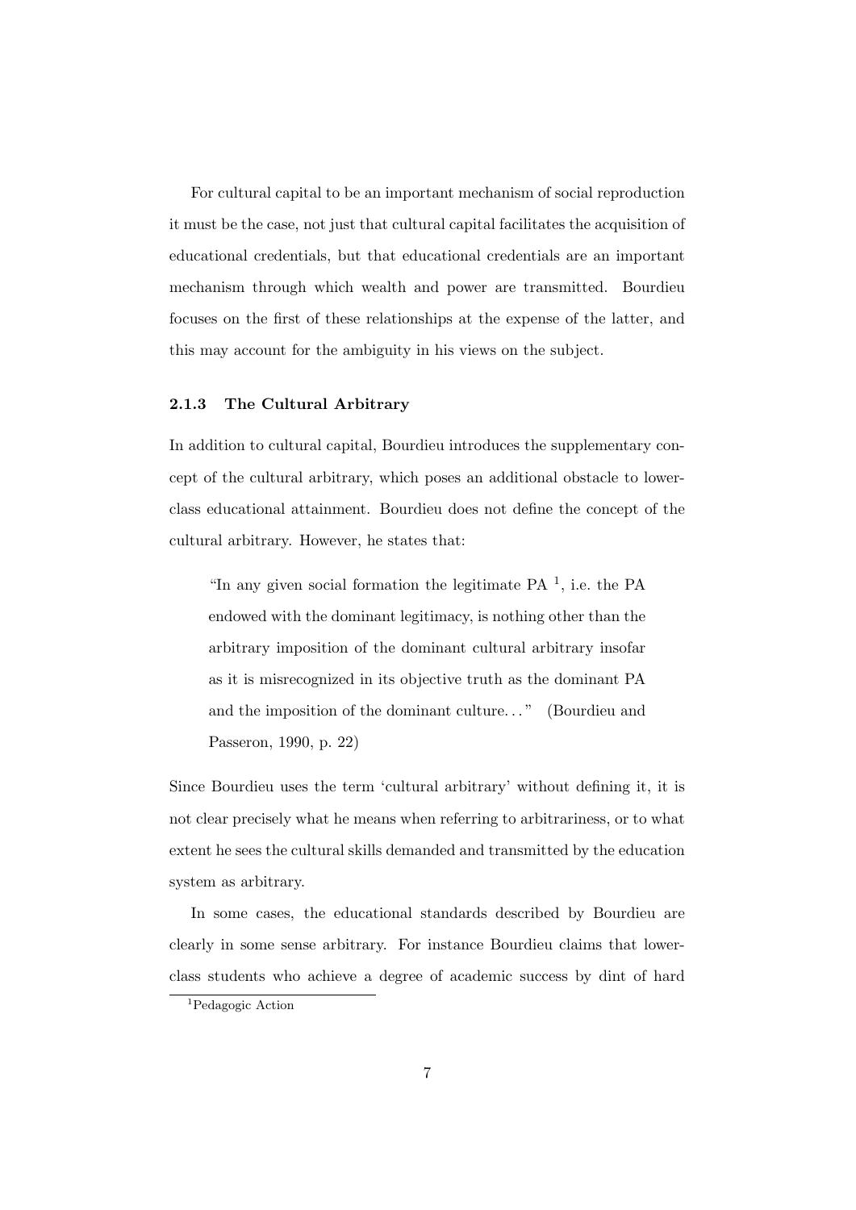For cultural capital to be an important mechanism of social reproduction it must be the case, not just that cultural capital facilitates the acquisition of educational credentials, but that educational credentials are an important mechanism through which wealth and power are transmitted. Bourdieu focuses on the first of these relationships at the expense of the latter, and this may account for the ambiguity in his views on the subject.

### 2.1.3 The Cultural Arbitrary

In addition to cultural capital, Bourdieu introduces the supplementary concept of the cultural arbitrary, which poses an additional obstacle to lower-class educational attainment. Bourdieu does not define the concept of the cultural arbitrary. However, he states that:

> "In any given social formation the legitimate PA [1], i.e. the PA endowed with the dominant legitimacy, is nothing other than the arbitrary imposition of the dominant cultural arbitrary insofar as it is misrecognized in its objective truth as the dominant PA and the imposition of the dominant culture..." (Bourdieu and Passeron, 1990, p. 22)

Since Bourdieu uses the term 'cultural arbitrary' without defining it, it is not clear precisely what he means when referring to arbitrariness, or to what extent he sees the cultural skills demanded and transmitted by the education system as arbitrary.

In some cases, the educational standards described by Bourdieu are clearly in some sense arbitrary. For instance Bourdieu claims that lower-class students who achieve a degree of academic success by dint of hard

[1] Pedagogic Action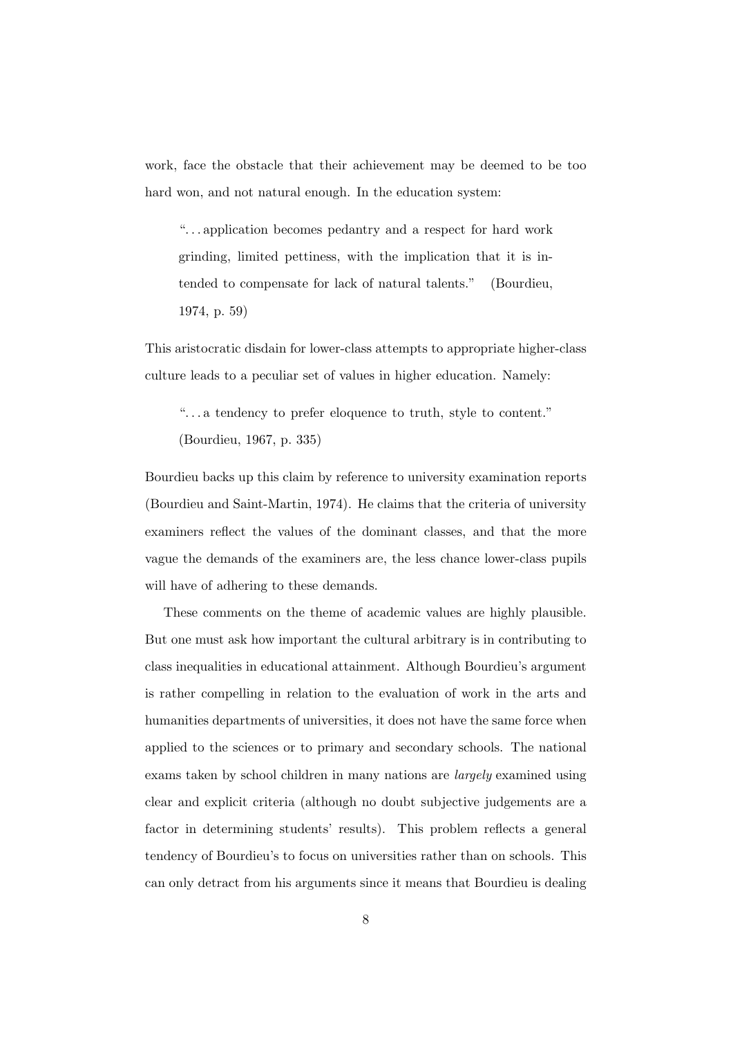work, face the obstacle that their achievement may be deemed to be too hard won, and not natural enough. In the education system:

> "...application becomes pedantry and a respect for hard work grinding, limited pettiness, with the implication that it is intended to compensate for lack of natural talents." (Bourdieu, 1974, p. 59)

This aristocratic disdain for lower-class attempts to appropriate higher-class culture leads to a peculiar set of values in higher education. Namely:

> "...a tendency to prefer eloquence to truth, style to content." (Bourdieu, 1967, p. 335)

Bourdieu backs up this claim by reference to university examination reports (Bourdieu and Saint-Martin, 1974). He claims that the criteria of university examiners reflect the values of the dominant classes, and that the more vague the demands of the examiners are, the less chance lower-class pupils will have of adhering to these demands.

These comments on the theme of academic values are highly plausible. But one must ask how important the cultural arbitrary is in contributing to class inequalities in educational attainment. Although Bourdieu's argument is rather compelling in relation to the evaluation of work in the arts and humanities departments of universities, it does not have the same force when applied to the sciences or to primary and secondary schools. The national exams taken by school children in many nations are *largely* examined using clear and explicit criteria (although no doubt subjective judgements are a factor in determining students' results). This problem reflects a general tendency of Bourdieu's to focus on universities rather than on schools. This can only detract from his arguments since it means that Bourdieu is dealing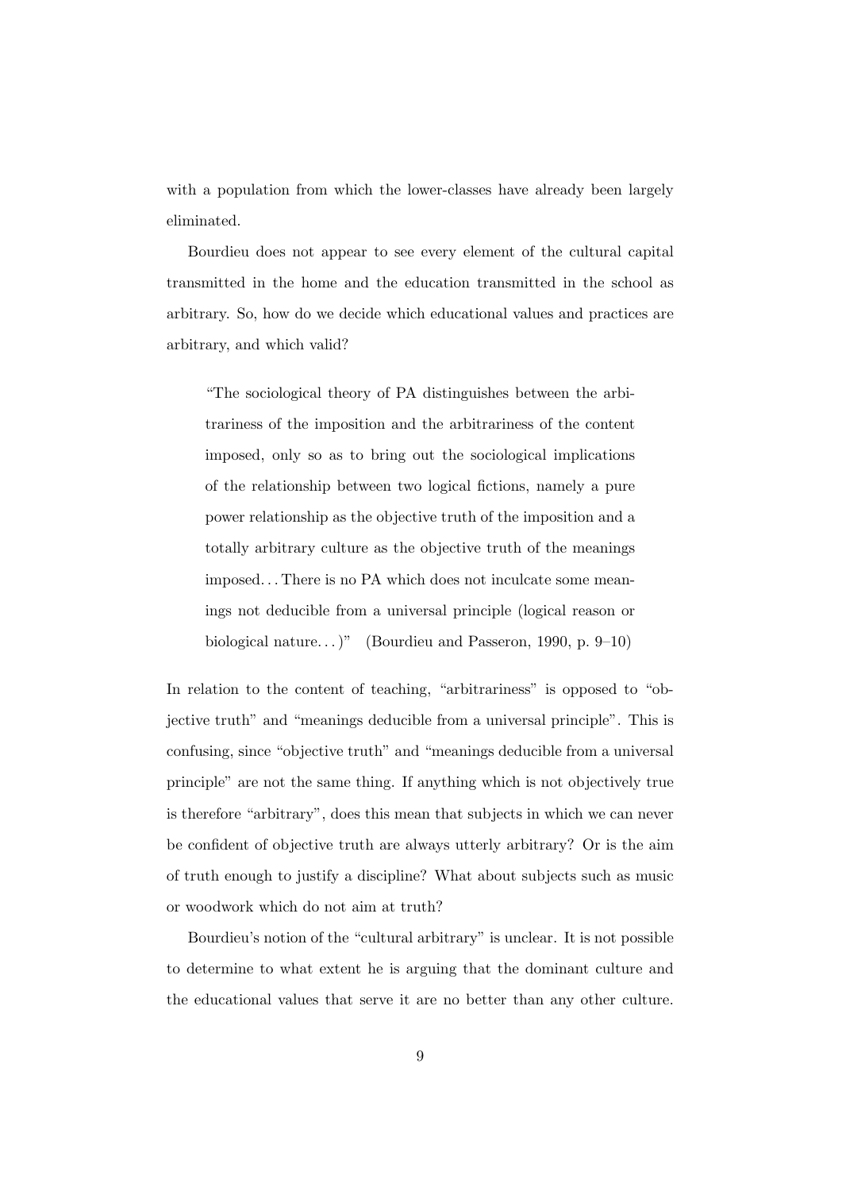with a population from which the lower-classes have already been largely eliminated.

Bourdieu does not appear to see every element of the cultural capital transmitted in the home and the education transmitted in the school as arbitrary. So, how do we decide which educational values and practices are arbitrary, and which valid?

> "The sociological theory of PA distinguishes between the arbitrariness of the imposition and the arbitrariness of the content imposed, only so as to bring out the sociological implications of the relationship between two logical fictions, namely a pure power relationship as the objective truth of the imposition and a totally arbitrary culture as the objective truth of the meanings imposed. . . There is no PA which does not inculcate some meanings not deducible from a universal principle (logical reason or biological nature. . . )" (Bourdieu and Passeron, 1990, p. 9–10)

In relation to the content of teaching, "arbitrariness" is opposed to "objective truth" and "meanings deducible from a universal principle". This is confusing, since "objective truth" and "meanings deducible from a universal principle" are not the same thing. If anything which is not objectively true is therefore "arbitrary", does this mean that subjects in which we can never be confident of objective truth are always utterly arbitrary? Or is the aim of truth enough to justify a discipline? What about subjects such as music or woodwork which do not aim at truth?

Bourdieu's notion of the "cultural arbitrary" is unclear. It is not possible to determine to what extent he is arguing that the dominant culture and the educational values that serve it are no better than any other culture.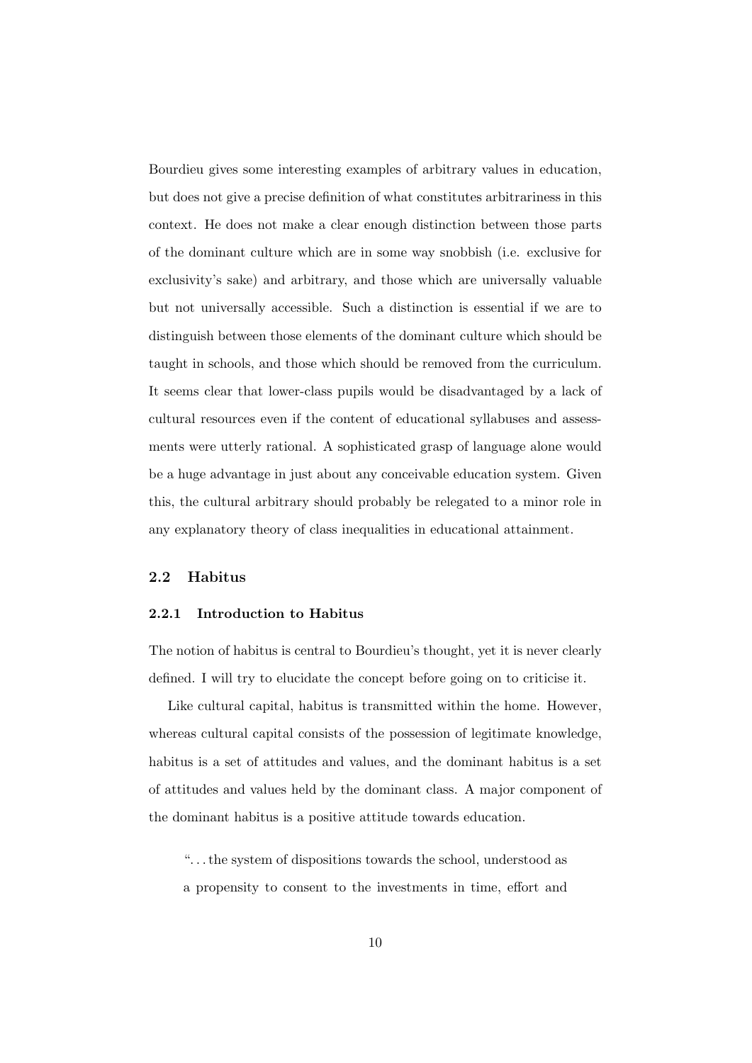Bourdieu gives some interesting examples of arbitrary values in education, but does not give a precise definition of what constitutes arbitrariness in this context. He does not make a clear enough distinction between those parts of the dominant culture which are in some way snobbish (i.e. exclusive for exclusivity's sake) and arbitrary, and those which are universally valuable but not universally accessible. Such a distinction is essential if we are to distinguish between those elements of the dominant culture which should be taught in schools, and those which should be removed from the curriculum. It seems clear that lower-class pupils would be disadvantaged by a lack of cultural resources even if the content of educational syllabuses and assessments were utterly rational. A sophisticated grasp of language alone would be a huge advantage in just about any conceivable education system. Given this, the cultural arbitrary should probably be relegated to a minor role in any explanatory theory of class inequalities in educational attainment.

## 2.2 Habitus

### 2.2.1 Introduction to Habitus

The notion of habitus is central to Bourdieu's thought, yet it is never clearly defined. I will try to elucidate the concept before going on to criticise it.

Like cultural capital, habitus is transmitted within the home. However, whereas cultural capital consists of the possession of legitimate knowledge, habitus is a set of attitudes and values, and the dominant habitus is a set of attitudes and values held by the dominant class. A major component of the dominant habitus is a positive attitude towards education.

> "...the system of dispositions towards the school, understood as a propensity to consent to the investments in time, effort and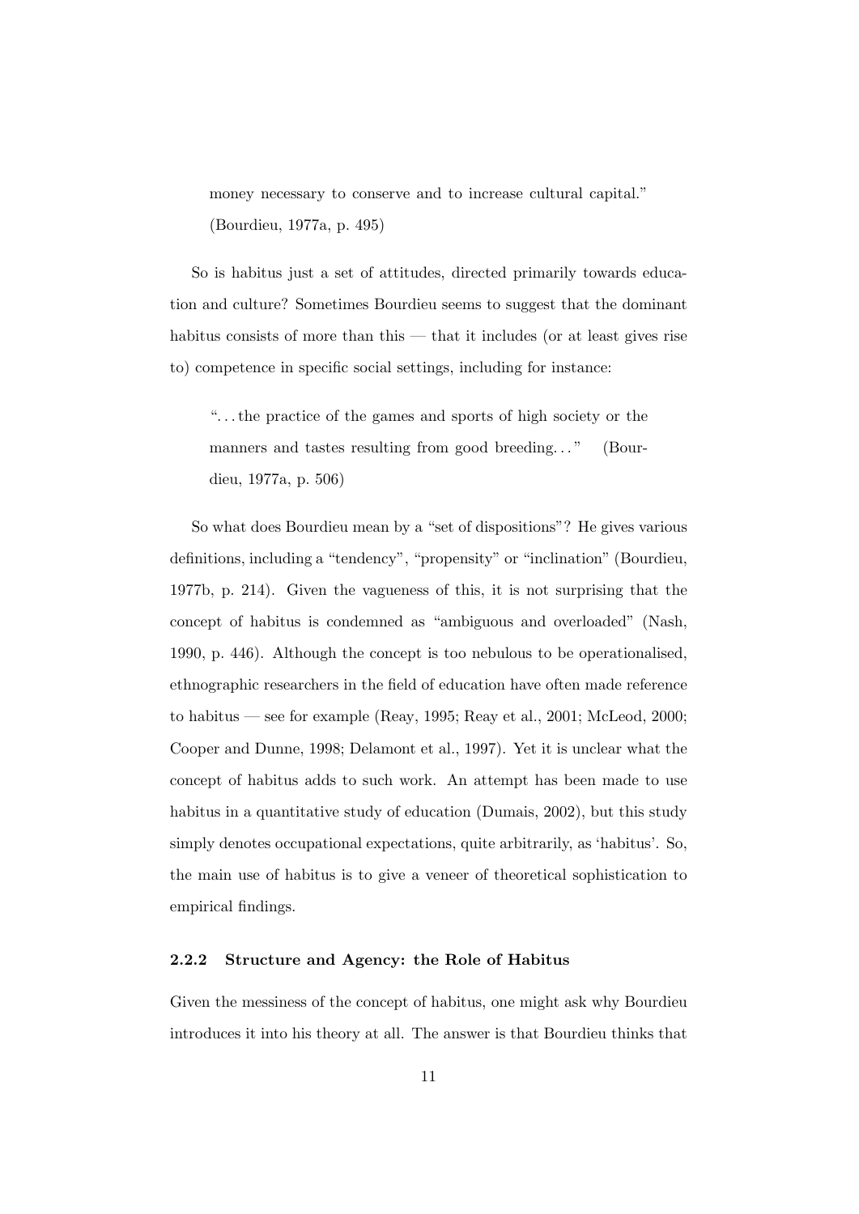> money necessary to conserve and to increase cultural capital."
> (Bourdieu, 1977a, p. 495)

So is habitus just a set of attitudes, directed primarily towards education and culture? Sometimes Bourdieu seems to suggest that the dominant habitus consists of more than this — that it includes (or at least gives rise to) competence in specific social settings, including for instance:

> "...the practice of the games and sports of high society or the manners and tastes resulting from good breeding..." (Bourdieu, 1977a, p. 506)

So what does Bourdieu mean by a "set of dispositions"? He gives various definitions, including a "tendency", "propensity" or "inclination" (Bourdieu, 1977b, p. 214). Given the vagueness of this, it is not surprising that the concept of habitus is condemned as "ambiguous and overloaded" (Nash, 1990, p. 446). Although the concept is too nebulous to be operationalised, ethnographic researchers in the field of education have often made reference to habitus — see for example (Reay, 1995; Reay et al., 2001; McLeod, 2000; Cooper and Dunne, 1998; Delamont et al., 1997). Yet it is unclear what the concept of habitus adds to such work. An attempt has been made to use habitus in a quantitative study of education (Dumais, 2002), but this study simply denotes occupational expectations, quite arbitrarily, as 'habitus'. So, the main use of habitus is to give a veneer of theoretical sophistication to empirical findings.

### 2.2.2 Structure and Agency: the Role of Habitus

Given the messiness of the concept of habitus, one might ask why Bourdieu introduces it into his theory at all. The answer is that Bourdieu thinks that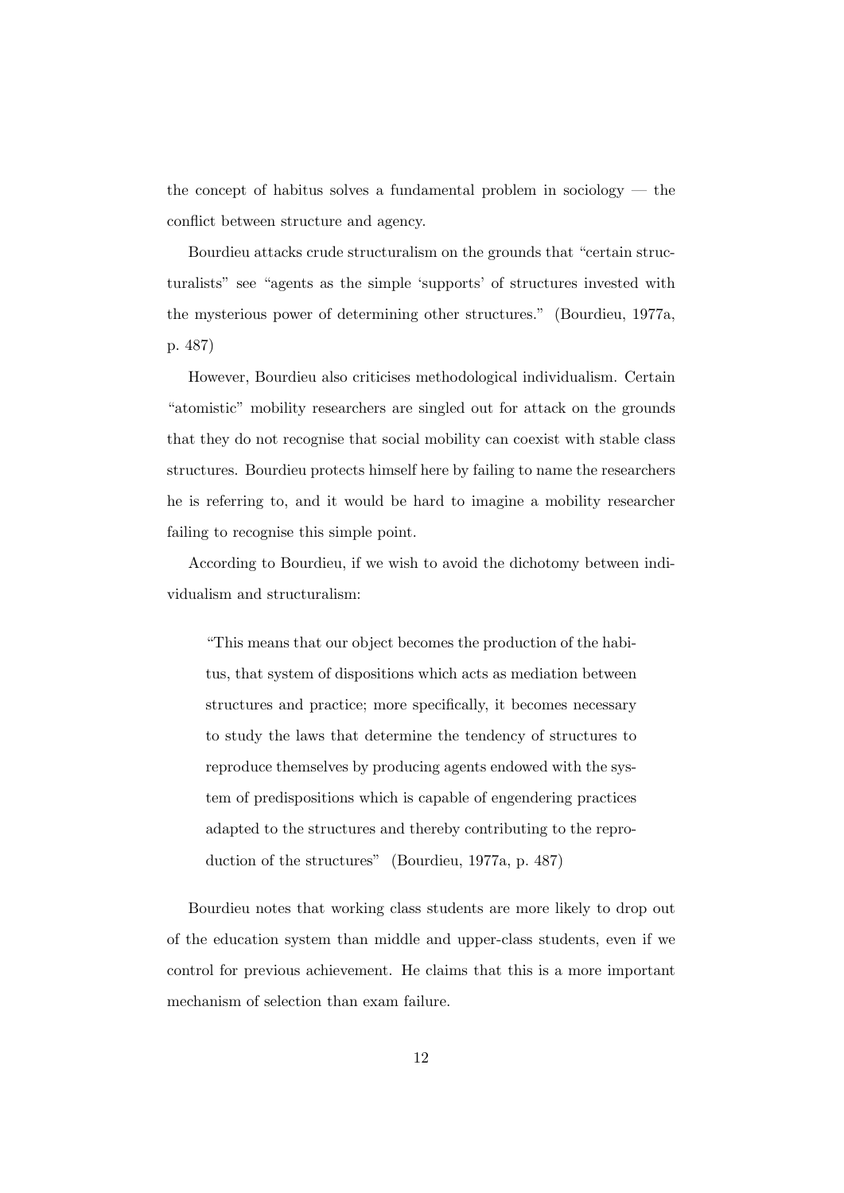the concept of habitus solves a fundamental problem in sociology — the conflict between structure and agency.

Bourdieu attacks crude structuralism on the grounds that "certain structuralists" see "agents as the simple 'supports' of structures invested with the mysterious power of determining other structures." (Bourdieu, 1977a, p. 487)

However, Bourdieu also criticises methodological individualism. Certain "atomistic" mobility researchers are singled out for attack on the grounds that they do not recognise that social mobility can coexist with stable class structures. Bourdieu protects himself here by failing to name the researchers he is referring to, and it would be hard to imagine a mobility researcher failing to recognise this simple point.

According to Bourdieu, if we wish to avoid the dichotomy between individualism and structuralism:

> "This means that our object becomes the production of the habitus, that system of dispositions which acts as mediation between structures and practice; more specifically, it becomes necessary to study the laws that determine the tendency of structures to reproduce themselves by producing agents endowed with the system of predispositions which is capable of engendering practices adapted to the structures and thereby contributing to the reproduction of the structures" (Bourdieu, 1977a, p. 487)

Bourdieu notes that working class students are more likely to drop out of the education system than middle and upper-class students, even if we control for previous achievement. He claims that this is a more important mechanism of selection than exam failure.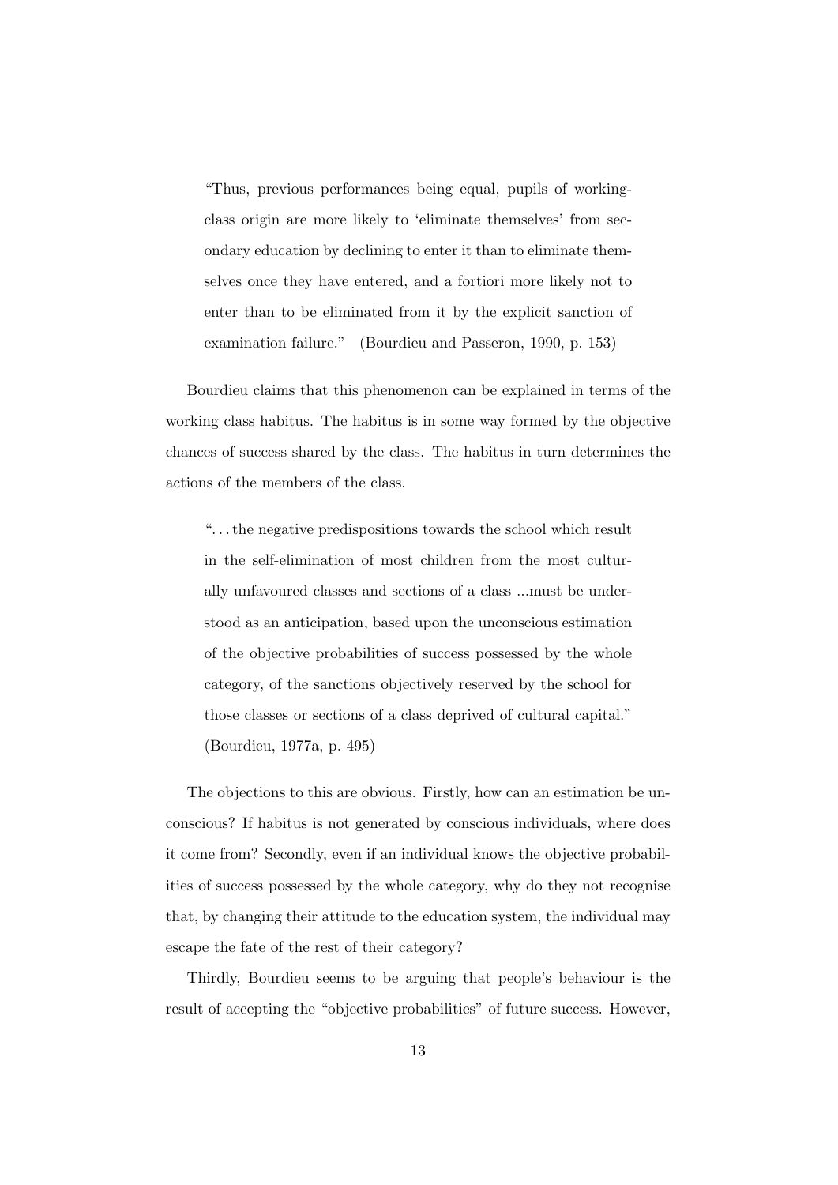> "Thus, previous performances being equal, pupils of working-class origin are more likely to 'eliminate themselves' from secondary education by declining to enter it than to eliminate themselves once they have entered, and a fortiori more likely not to enter than to be eliminated from it by the explicit sanction of examination failure." (Bourdieu and Passeron, 1990, p. 153)

Bourdieu claims that this phenomenon can be explained in terms of the working class habitus. The habitus is in some way formed by the objective chances of success shared by the class. The habitus in turn determines the actions of the members of the class.

> ". . . the negative predispositions towards the school which result in the self-elimination of most children from the most culturally unfavoured classes and sections of a class ...must be understood as an anticipation, based upon the unconscious estimation of the objective probabilities of success possessed by the whole category, of the sanctions objectively reserved by the school for those classes or sections of a class deprived of cultural capital." (Bourdieu, 1977a, p. 495)

The objections to this are obvious. Firstly, how can an estimation be unconscious? If habitus is not generated by conscious individuals, where does it come from? Secondly, even if an individual knows the objective probabilities of success possessed by the whole category, why do they not recognise that, by changing their attitude to the education system, the individual may escape the fate of the rest of their category?

Thirdly, Bourdieu seems to be arguing that people's behaviour is the result of accepting the "objective probabilities" of future success. However,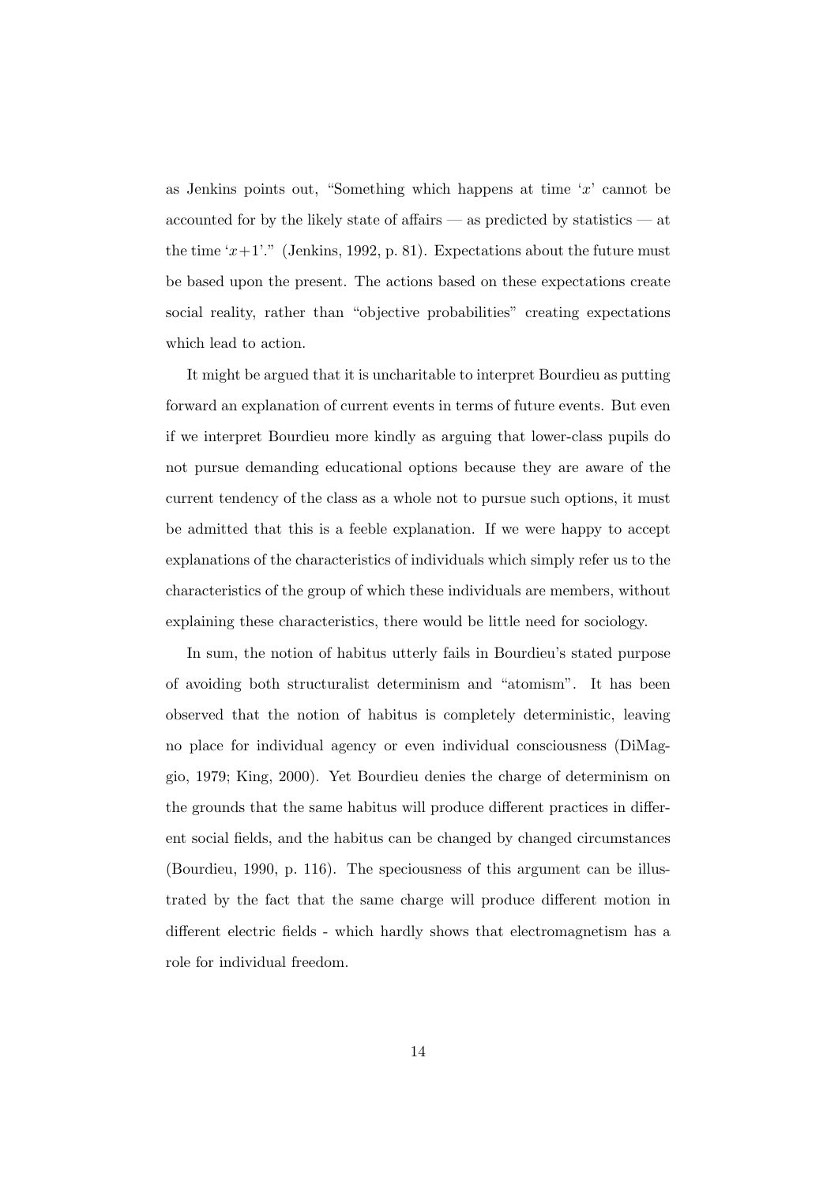as Jenkins points out, "Something which happens at time '$x$' cannot be accounted for by the likely state of affairs — as predicted by statistics — at the time '$x+1$'." (Jenkins, 1992, p. 81). Expectations about the future must be based upon the present. The actions based on these expectations create social reality, rather than "objective probabilities" creating expectations which lead to action.

It might be argued that it is uncharitable to interpret Bourdieu as putting forward an explanation of current events in terms of future events. But even if we interpret Bourdieu more kindly as arguing that lower-class pupils do not pursue demanding educational options because they are aware of the current tendency of the class as a whole not to pursue such options, it must be admitted that this is a feeble explanation. If we were happy to accept explanations of the characteristics of individuals which simply refer us to the characteristics of the group of which these individuals are members, without explaining these characteristics, there would be little need for sociology.

In sum, the notion of habitus utterly fails in Bourdieu's stated purpose of avoiding both structuralist determinism and "atomism". It has been observed that the notion of habitus is completely deterministic, leaving no place for individual agency or even individual consciousness (DiMaggio, 1979; King, 2000). Yet Bourdieu denies the charge of determinism on the grounds that the same habitus will produce different practices in different social fields, and the habitus can be changed by changed circumstances (Bourdieu, 1990, p. 116). The speciousness of this argument can be illustrated by the fact that the same charge will produce different motion in different electric fields - which hardly shows that electromagnetism has a role for individual freedom.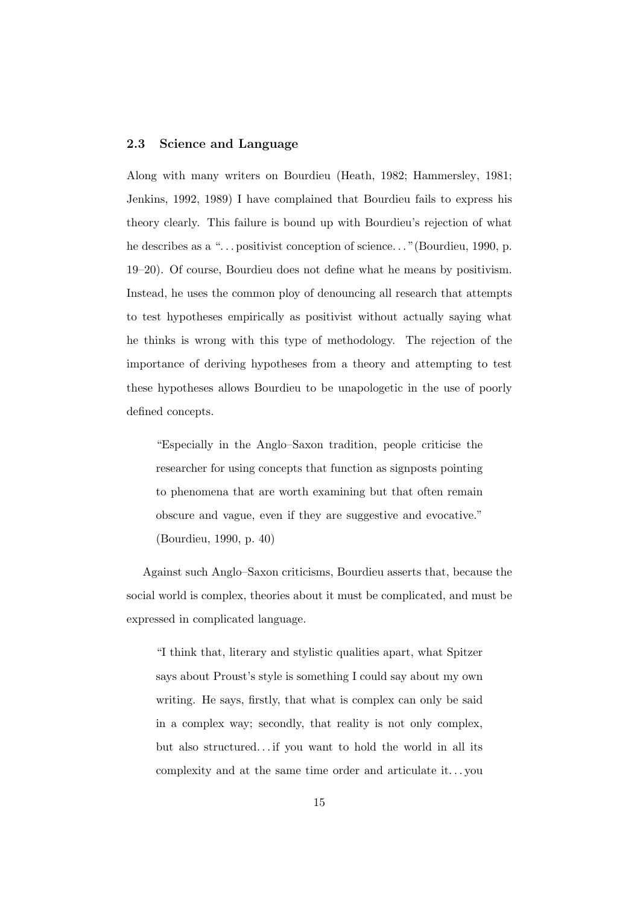## 2.3 Science and Language

Along with many writers on Bourdieu (Heath, 1982; Hammersley, 1981; Jenkins, 1992, 1989) I have complained that Bourdieu fails to express his theory clearly. This failure is bound up with Bourdieu's rejection of what he describes as a "... positivist conception of science..." (Bourdieu, 1990, p. 19–20). Of course, Bourdieu does not define what he means by positivism. Instead, he uses the common ploy of denouncing all research that attempts to test hypotheses empirically as positivist without actually saying what he thinks is wrong with this type of methodology. The rejection of the importance of deriving hypotheses from a theory and attempting to test these hypotheses allows Bourdieu to be unapologetic in the use of poorly defined concepts.

> "Especially in the Anglo–Saxon tradition, people criticise the researcher for using concepts that function as signposts pointing to phenomena that are worth examining but that often remain obscure and vague, even if they are suggestive and evocative." (Bourdieu, 1990, p. 40)

Against such Anglo–Saxon criticisms, Bourdieu asserts that, because the social world is complex, theories about it must be complicated, and must be expressed in complicated language.

> "I think that, literary and stylistic qualities apart, what Spitzer says about Proust's style is something I could say about my own writing. He says, firstly, that what is complex can only be said in a complex way; secondly, that reality is not only complex, but also structured... if you want to hold the world in all its complexity and at the same time order and articulate it... you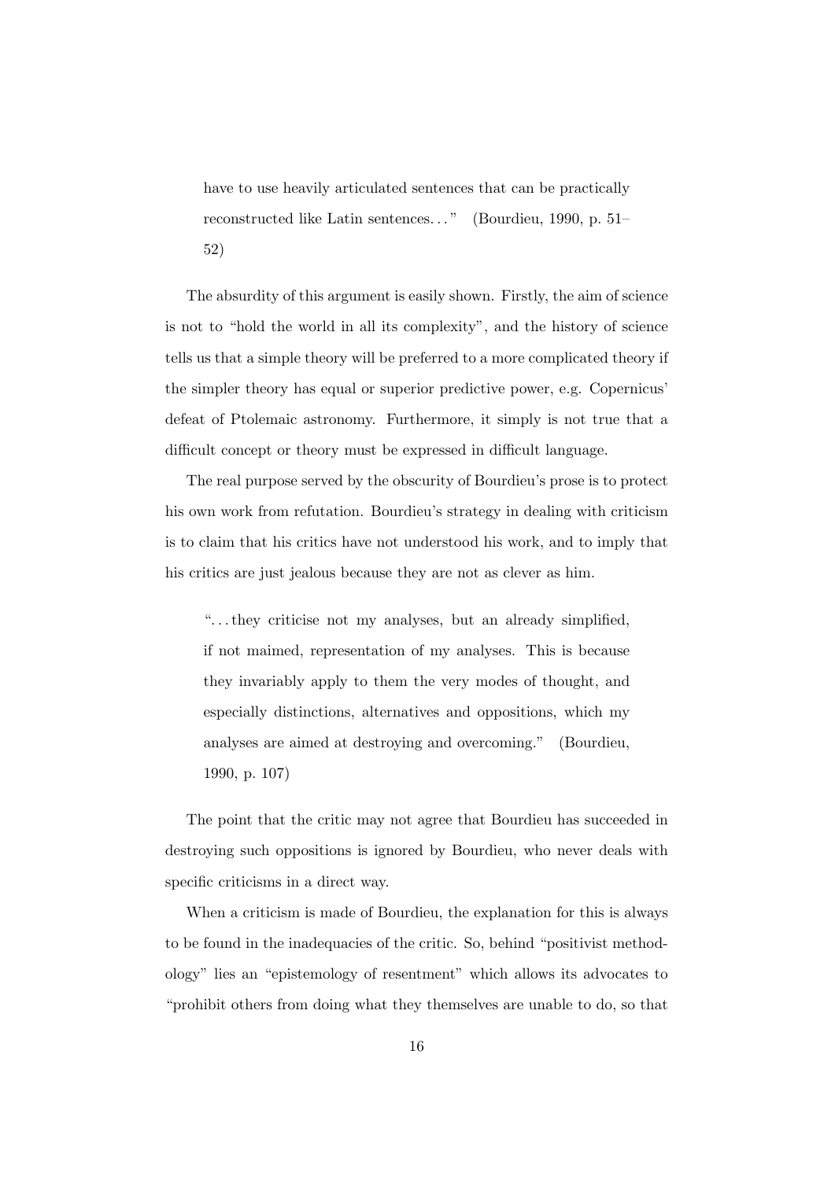> have to use heavily articulated sentences that can be practically reconstructed like Latin sentences..." (Bourdieu, 1990, p. 51–52)

The absurdity of this argument is easily shown. Firstly, the aim of science is not to "hold the world in all its complexity", and the history of science tells us that a simple theory will be preferred to a more complicated theory if the simpler theory has equal or superior predictive power, e.g. Copernicus' defeat of Ptolemaic astronomy. Furthermore, it simply is not true that a difficult concept or theory must be expressed in difficult language.

The real purpose served by the obscurity of Bourdieu's prose is to protect his own work from refutation. Bourdieu's strategy in dealing with criticism is to claim that his critics have not understood his work, and to imply that his critics are just jealous because they are not as clever as him.

> "...they criticise not my analyses, but an already simplified, if not maimed, representation of my analyses. This is because they invariably apply to them the very modes of thought, and especially distinctions, alternatives and oppositions, which my analyses are aimed at destroying and overcoming." (Bourdieu, 1990, p. 107)

The point that the critic may not agree that Bourdieu has succeeded in destroying such oppositions is ignored by Bourdieu, who never deals with specific criticisms in a direct way.

When a criticism is made of Bourdieu, the explanation for this is always to be found in the inadequacies of the critic. So, behind "positivist methodology" lies an "epistemology of resentment" which allows its advocates to "prohibit others from doing what they themselves are unable to do, so that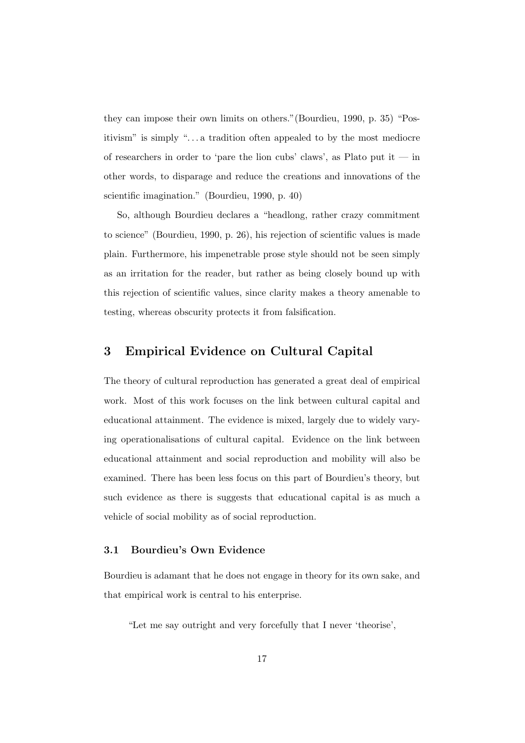they can impose their own limits on others."(Bourdieu, 1990, p. 35) "Positivism" is simply "...a tradition often appealed to by the most mediocre of researchers in order to 'pare the lion cubs' claws', as Plato put it — in other words, to disparage and reduce the creations and innovations of the scientific imagination." (Bourdieu, 1990, p. 40)

So, although Bourdieu declares a "headlong, rather crazy commitment to science" (Bourdieu, 1990, p. 26), his rejection of scientific values is made plain. Furthermore, his impenetrable prose style should not be seen simply as an irritation for the reader, but rather as being closely bound up with this rejection of scientific values, since clarity makes a theory amenable to testing, whereas obscurity protects it from falsification.

## 3 Empirical Evidence on Cultural Capital

The theory of cultural reproduction has generated a great deal of empirical work. Most of this work focuses on the link between cultural capital and educational attainment. The evidence is mixed, largely due to widely varying operationalisations of cultural capital. Evidence on the link between educational attainment and social reproduction and mobility will also be examined. There has been less focus on this part of Bourdieu's theory, but such evidence as there is suggests that educational capital is as much a vehicle of social mobility as of social reproduction.

### 3.1 Bourdieu's Own Evidence

Bourdieu is adamant that he does not engage in theory for its own sake, and that empirical work is central to his enterprise.

"Let me say outright and very forcefully that I never 'theorise',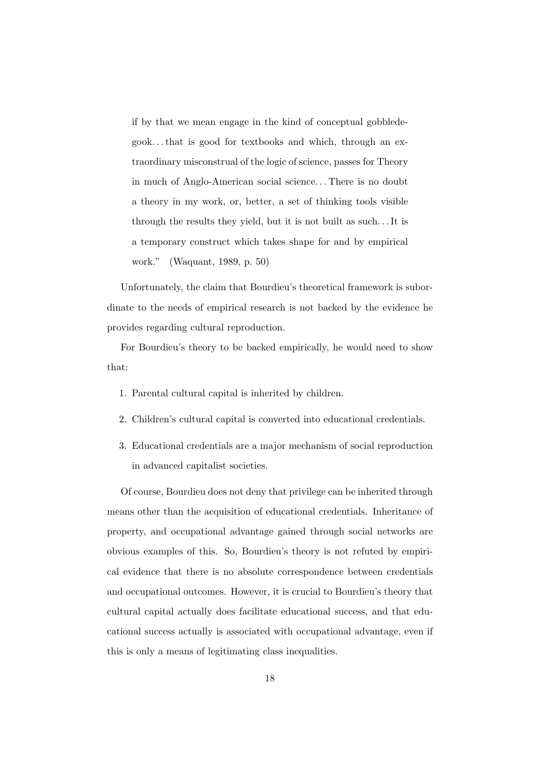> if by that we mean engage in the kind of conceptual gobbledegook. . . that is good for textbooks and which, through an extraordinary misconstrual of the logic of science, passes for Theory in much of Anglo-American social science. . . There is no doubt a theory in my work, or, better, a set of thinking tools visible through the results they yield, but it is not built as such. . . It is a temporary construct which takes shape for and by empirical work." (Waquant, 1989, p. 50)

Unfortunately, the claim that Bourdieu's theoretical framework is subordinate to the needs of empirical research is not backed by the evidence he provides regarding cultural reproduction.

For Bourdieu's theory to be backed empirically, he would need to show that:

1. Parental cultural capital is inherited by children.
2. Children's cultural capital is converted into educational credentials.
3. Educational credentials are a major mechanism of social reproduction in advanced capitalist societies.

Of course, Bourdieu does not deny that privilege can be inherited through means other than the acquisition of educational credentials. Inheritance of property, and occupational advantage gained through social networks are obvious examples of this. So, Bourdieu's theory is not refuted by empirical evidence that there is no absolute correspondence between credentials and occupational outcomes. However, it is crucial to Bourdieu's theory that cultural capital actually does facilitate educational success, and that educational success actually is associated with occupational advantage, even if this is only a means of legitimating class inequalities.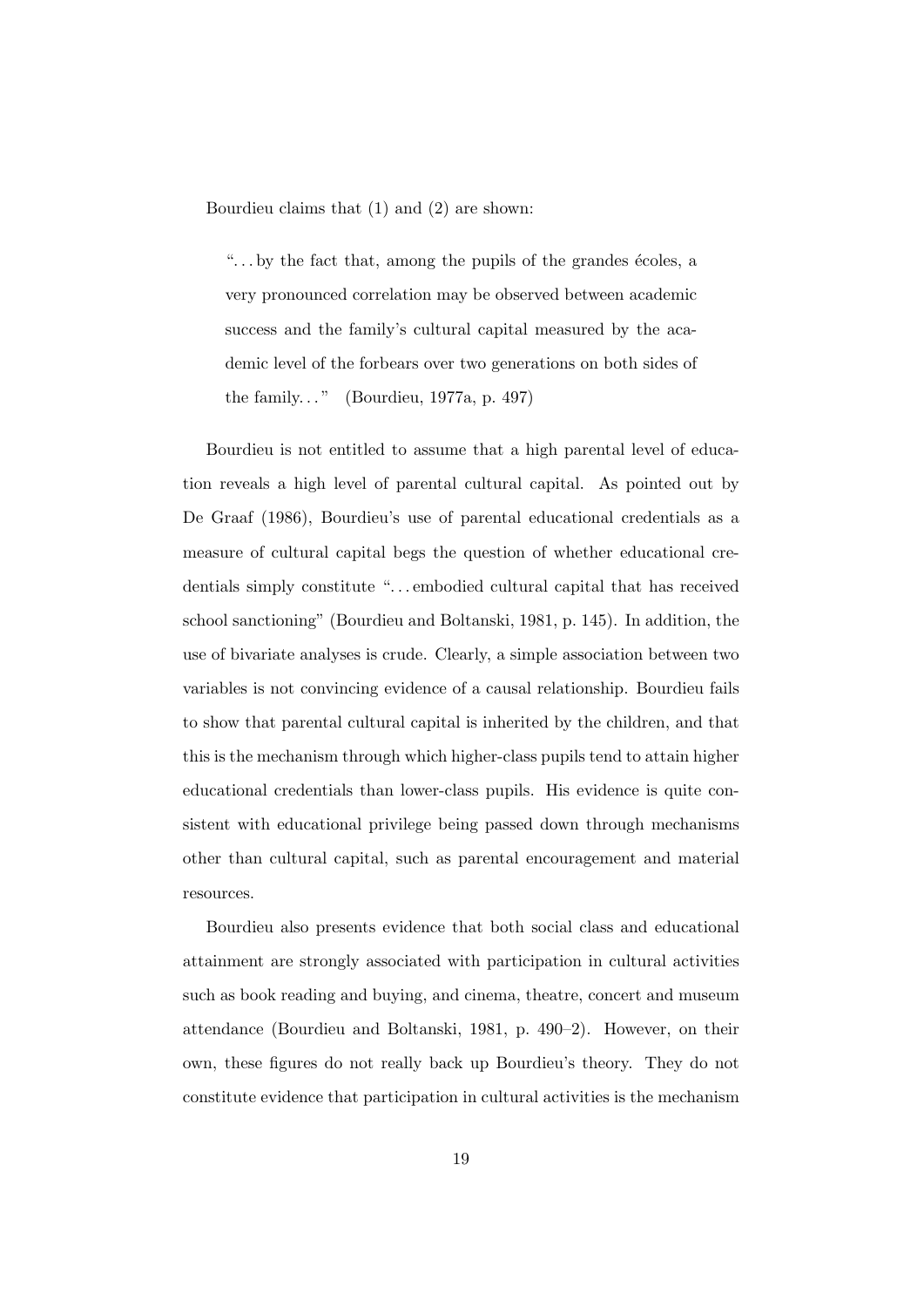Bourdieu claims that (1) and (2) are shown:

> "...by the fact that, among the pupils of the grandes écoles, a very pronounced correlation may be observed between academic success and the family's cultural capital measured by the academic level of the forbears over two generations on both sides of the family..." (Bourdieu, 1977a, p. 497)

Bourdieu is not entitled to assume that a high parental level of education reveals a high level of parental cultural capital. As pointed out by De Graaf (1986), Bourdieu's use of parental educational credentials as a measure of cultural capital begs the question of whether educational credentials simply constitute "...embodied cultural capital that has received school sanctioning" (Bourdieu and Boltanski, 1981, p. 145). In addition, the use of bivariate analyses is crude. Clearly, a simple association between two variables is not convincing evidence of a causal relationship. Bourdieu fails to show that parental cultural capital is inherited by the children, and that this is the mechanism through which higher-class pupils tend to attain higher educational credentials than lower-class pupils. His evidence is quite consistent with educational privilege being passed down through mechanisms other than cultural capital, such as parental encouragement and material resources.

Bourdieu also presents evidence that both social class and educational attainment are strongly associated with participation in cultural activities such as book reading and buying, and cinema, theatre, concert and museum attendance (Bourdieu and Boltanski, 1981, p. 490–2). However, on their own, these figures do not really back up Bourdieu's theory. They do not constitute evidence that participation in cultural activities is the mechanism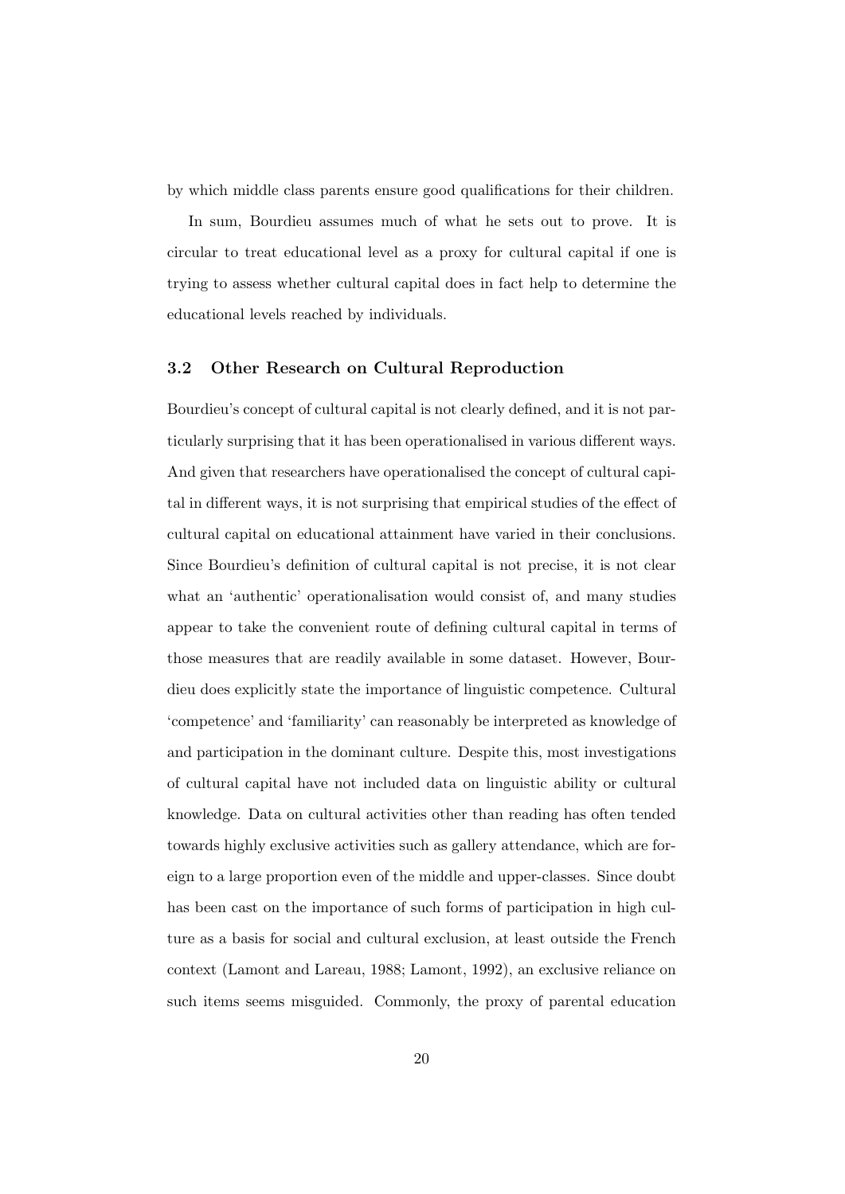by which middle class parents ensure good qualifications for their children.

In sum, Bourdieu assumes much of what he sets out to prove. It is circular to treat educational level as a proxy for cultural capital if one is trying to assess whether cultural capital does in fact help to determine the educational levels reached by individuals.

### 3.2 Other Research on Cultural Reproduction

Bourdieu's concept of cultural capital is not clearly defined, and it is not particularly surprising that it has been operationalised in various different ways. And given that researchers have operationalised the concept of cultural capital in different ways, it is not surprising that empirical studies of the effect of cultural capital on educational attainment have varied in their conclusions. Since Bourdieu's definition of cultural capital is not precise, it is not clear what an 'authentic' operationalisation would consist of, and many studies appear to take the convenient route of defining cultural capital in terms of those measures that are readily available in some dataset. However, Bourdieu does explicitly state the importance of linguistic competence. Cultural 'competence' and 'familiarity' can reasonably be interpreted as knowledge of and participation in the dominant culture. Despite this, most investigations of cultural capital have not included data on linguistic ability or cultural knowledge. Data on cultural activities other than reading has often tended towards highly exclusive activities such as gallery attendance, which are foreign to a large proportion even of the middle and upper-classes. Since doubt has been cast on the importance of such forms of participation in high culture as a basis for social and cultural exclusion, at least outside the French context (Lamont and Lareau, 1988; Lamont, 1992), an exclusive reliance on such items seems misguided. Commonly, the proxy of parental education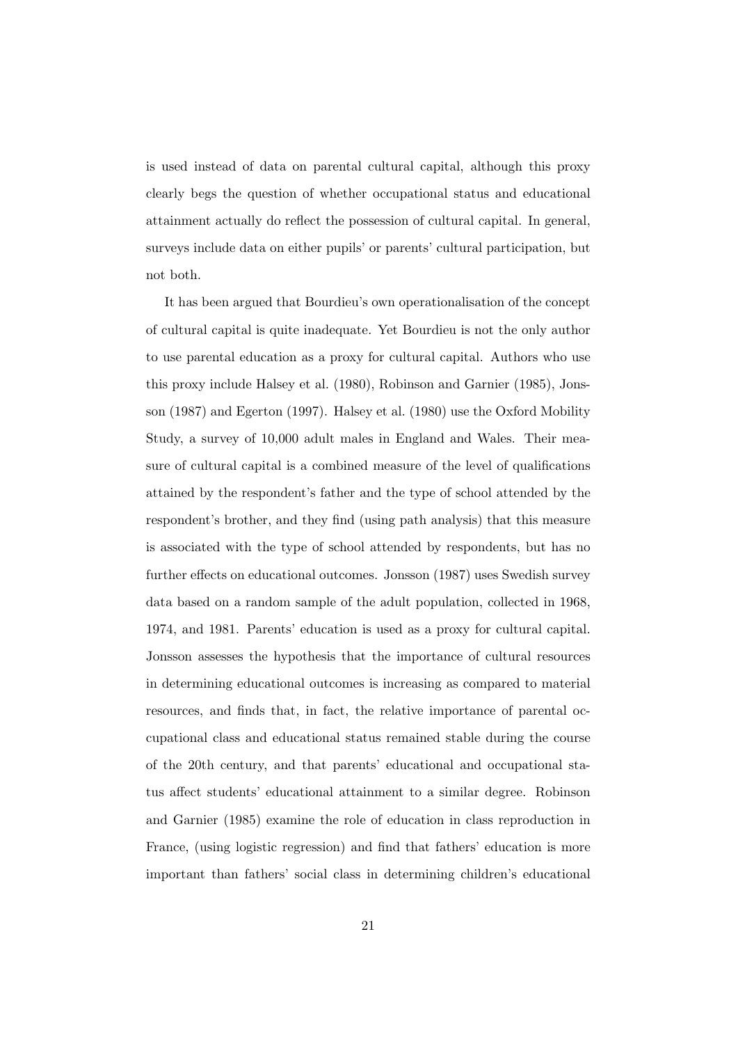is used instead of data on parental cultural capital, although this proxy clearly begs the question of whether occupational status and educational attainment actually do reflect the possession of cultural capital. In general, surveys include data on either pupils' or parents' cultural participation, but not both.

It has been argued that Bourdieu's own operationalisation of the concept of cultural capital is quite inadequate. Yet Bourdieu is not the only author to use parental education as a proxy for cultural capital. Authors who use this proxy include Halsey et al. (1980), Robinson and Garnier (1985), Jonsson (1987) and Egerton (1997). Halsey et al. (1980) use the Oxford Mobility Study, a survey of 10,000 adult males in England and Wales. Their measure of cultural capital is a combined measure of the level of qualifications attained by the respondent's father and the type of school attended by the respondent's brother, and they find (using path analysis) that this measure is associated with the type of school attended by respondents, but has no further effects on educational outcomes. Jonsson (1987) uses Swedish survey data based on a random sample of the adult population, collected in 1968, 1974, and 1981. Parents' education is used as a proxy for cultural capital. Jonsson assesses the hypothesis that the importance of cultural resources in determining educational outcomes is increasing as compared to material resources, and finds that, in fact, the relative importance of parental occupational class and educational status remained stable during the course of the 20th century, and that parents' educational and occupational status affect students' educational attainment to a similar degree. Robinson and Garnier (1985) examine the role of education in class reproduction in France, (using logistic regression) and find that fathers' education is more important than fathers' social class in determining children's educational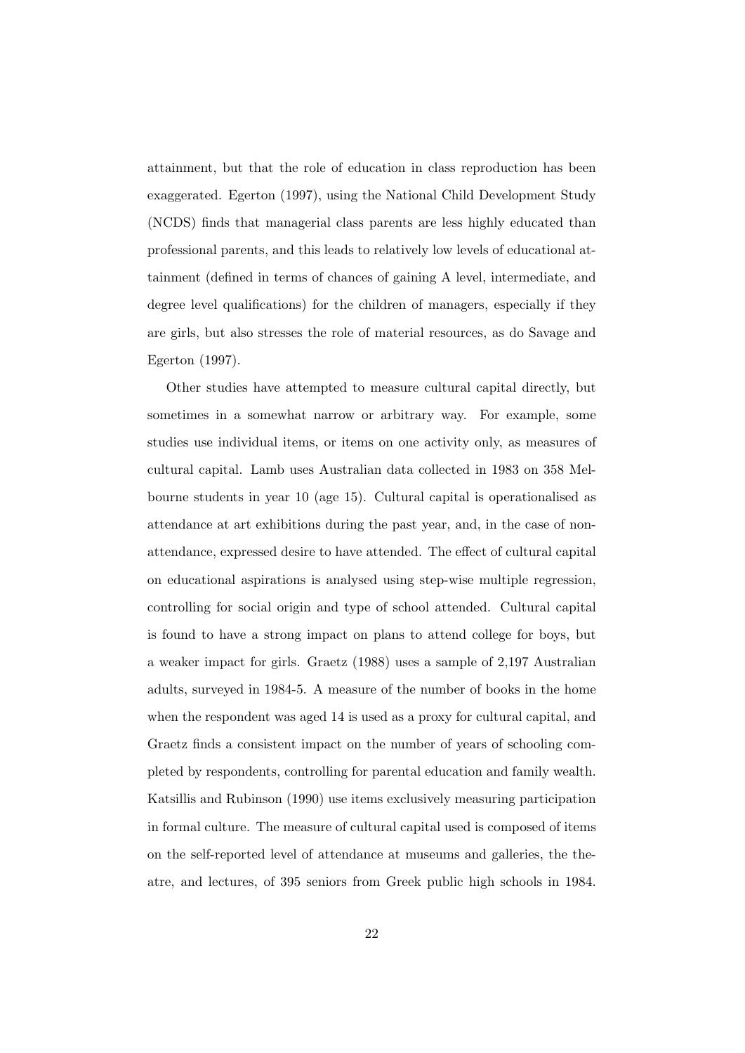attainment, but that the role of education in class reproduction has been exaggerated. Egerton (1997), using the National Child Development Study (NCDS) finds that managerial class parents are less highly educated than professional parents, and this leads to relatively low levels of educational attainment (defined in terms of chances of gaining A level, intermediate, and degree level qualifications) for the children of managers, especially if they are girls, but also stresses the role of material resources, as do Savage and Egerton (1997).

Other studies have attempted to measure cultural capital directly, but sometimes in a somewhat narrow or arbitrary way. For example, some studies use individual items, or items on one activity only, as measures of cultural capital. Lamb uses Australian data collected in 1983 on 358 Melbourne students in year 10 (age 15). Cultural capital is operationalised as attendance at art exhibitions during the past year, and, in the case of non-attendance, expressed desire to have attended. The effect of cultural capital on educational aspirations is analysed using step-wise multiple regression, controlling for social origin and type of school attended. Cultural capital is found to have a strong impact on plans to attend college for boys, but a weaker impact for girls. Graetz (1988) uses a sample of 2,197 Australian adults, surveyed in 1984-5. A measure of the number of books in the home when the respondent was aged 14 is used as a proxy for cultural capital, and Graetz finds a consistent impact on the number of years of schooling completed by respondents, controlling for parental education and family wealth. Katsillis and Rubinson (1990) use items exclusively measuring participation in formal culture. The measure of cultural capital used is composed of items on the self-reported level of attendance at museums and galleries, the theatre, and lectures, of 395 seniors from Greek public high schools in 1984.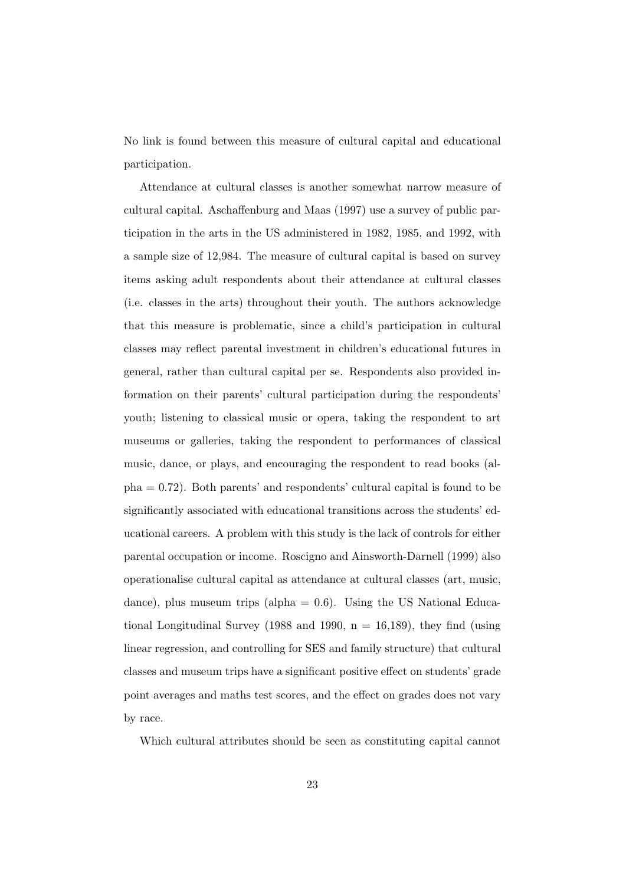No link is found between this measure of cultural capital and educational participation.

Attendance at cultural classes is another somewhat narrow measure of cultural capital. Aschaffenburg and Maas (1997) use a survey of public participation in the arts in the US administered in 1982, 1985, and 1992, with a sample size of 12,984. The measure of cultural capital is based on survey items asking adult respondents about their attendance at cultural classes (i.e. classes in the arts) throughout their youth. The authors acknowledge that this measure is problematic, since a child's participation in cultural classes may reflect parental investment in children's educational futures in general, rather than cultural capital per se. Respondents also provided information on their parents' cultural participation during the respondents' youth; listening to classical music or opera, taking the respondent to art museums or galleries, taking the respondent to performances of classical music, dance, or plays, and encouraging the respondent to read books (alpha = 0.72). Both parents' and respondents' cultural capital is found to be significantly associated with educational transitions across the students' educational careers. A problem with this study is the lack of controls for either parental occupation or income. Roscigno and Ainsworth-Darnell (1999) also operationalise cultural capital as attendance at cultural classes (art, music, dance), plus museum trips (alpha = 0.6). Using the US National Educational Longitudinal Survey (1988 and 1990, n = 16,189), they find (using linear regression, and controlling for SES and family structure) that cultural classes and museum trips have a significant positive effect on students' grade point averages and maths test scores, and the effect on grades does not vary by race.

Which cultural attributes should be seen as constituting capital cannot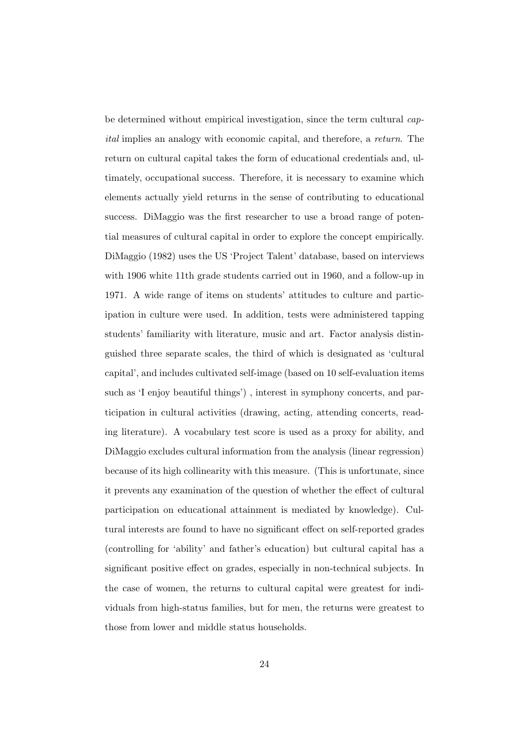be determined without empirical investigation, since the term cultural *capital* implies an analogy with economic capital, and therefore, a *return*. The return on cultural capital takes the form of educational credentials and, ultimately, occupational success. Therefore, it is necessary to examine which elements actually yield returns in the sense of contributing to educational success. DiMaggio was the first researcher to use a broad range of potential measures of cultural capital in order to explore the concept empirically. DiMaggio (1982) uses the US 'Project Talent' database, based on interviews with 1906 white 11th grade students carried out in 1960, and a follow-up in 1971. A wide range of items on students' attitudes to culture and participation in culture were used. In addition, tests were administered tapping students' familiarity with literature, music and art. Factor analysis distinguished three separate scales, the third of which is designated as 'cultural capital', and includes cultivated self-image (based on 10 self-evaluation items such as 'I enjoy beautiful things') , interest in symphony concerts, and participation in cultural activities (drawing, acting, attending concerts, reading literature). A vocabulary test score is used as a proxy for ability, and DiMaggio excludes cultural information from the analysis (linear regression) because of its high collinearity with this measure. (This is unfortunate, since it prevents any examination of the question of whether the effect of cultural participation on educational attainment is mediated by knowledge). Cultural interests are found to have no significant effect on self-reported grades (controlling for 'ability' and father's education) but cultural capital has a significant positive effect on grades, especially in non-technical subjects. In the case of women, the returns to cultural capital were greatest for individuals from high-status families, but for men, the returns were greatest to those from lower and middle status households.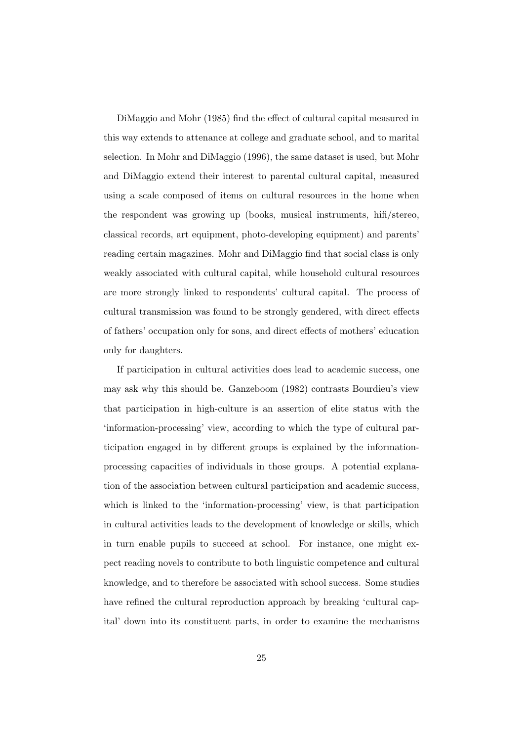DiMaggio and Mohr (1985) find the effect of cultural capital measured in this way extends to attenance at college and graduate school, and to marital selection. In Mohr and DiMaggio (1996), the same dataset is used, but Mohr and DiMaggio extend their interest to parental cultural capital, measured using a scale composed of items on cultural resources in the home when the respondent was growing up (books, musical instruments, hifi/stereo, classical records, art equipment, photo-developing equipment) and parents' reading certain magazines. Mohr and DiMaggio find that social class is only weakly associated with cultural capital, while household cultural resources are more strongly linked to respondents' cultural capital. The process of cultural transmission was found to be strongly gendered, with direct effects of fathers' occupation only for sons, and direct effects of mothers' education only for daughters.

If participation in cultural activities does lead to academic success, one may ask why this should be. Ganzeboom (1982) contrasts Bourdieu's view that participation in high-culture is an assertion of elite status with the 'information-processing' view, according to which the type of cultural participation engaged in by different groups is explained by the information-processing capacities of individuals in those groups. A potential explanation of the association between cultural participation and academic success, which is linked to the 'information-processing' view, is that participation in cultural activities leads to the development of knowledge or skills, which in turn enable pupils to succeed at school. For instance, one might expect reading novels to contribute to both linguistic competence and cultural knowledge, and to therefore be associated with school success. Some studies have refined the cultural reproduction approach by breaking 'cultural capital' down into its constituent parts, in order to examine the mechanisms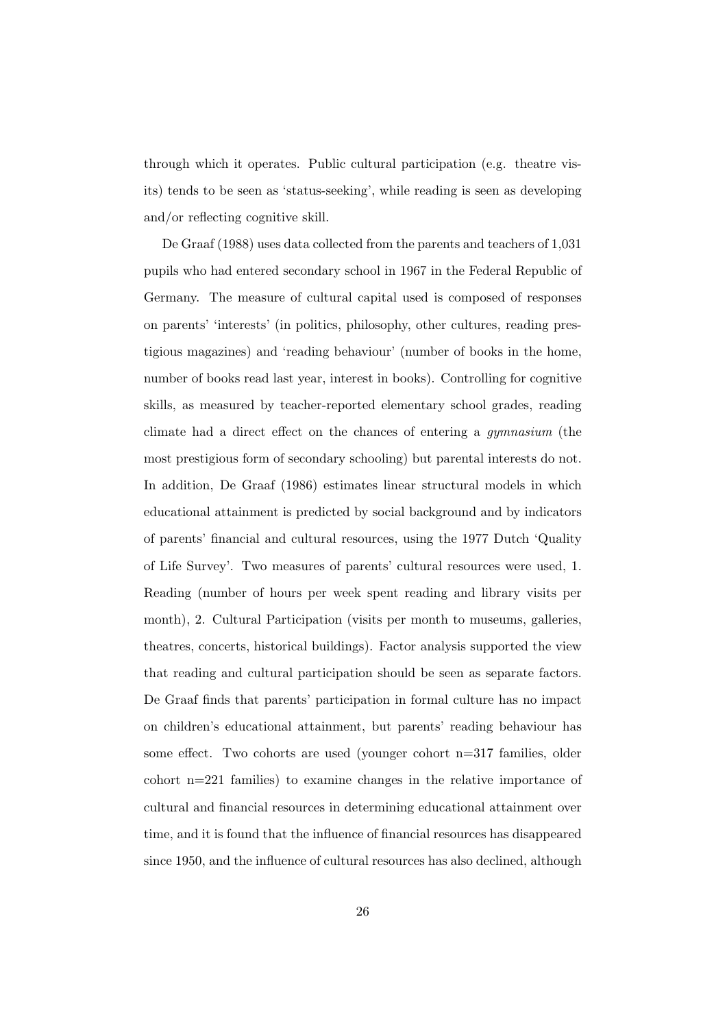through which it operates. Public cultural participation (e.g. theatre visits) tends to be seen as 'status-seeking', while reading is seen as developing and/or reflecting cognitive skill.

De Graaf (1988) uses data collected from the parents and teachers of 1,031 pupils who had entered secondary school in 1967 in the Federal Republic of Germany. The measure of cultural capital used is composed of responses on parents' 'interests' (in politics, philosophy, other cultures, reading prestigious magazines) and 'reading behaviour' (number of books in the home, number of books read last year, interest in books). Controlling for cognitive skills, as measured by teacher-reported elementary school grades, reading climate had a direct effect on the chances of entering a *gymnasium* (the most prestigious form of secondary schooling) but parental interests do not. In addition, De Graaf (1986) estimates linear structural models in which educational attainment is predicted by social background and by indicators of parents' financial and cultural resources, using the 1977 Dutch 'Quality of Life Survey'. Two measures of parents' cultural resources were used, 1. Reading (number of hours per week spent reading and library visits per month), 2. Cultural Participation (visits per month to museums, galleries, theatres, concerts, historical buildings). Factor analysis supported the view that reading and cultural participation should be seen as separate factors. De Graaf finds that parents' participation in formal culture has no impact on children's educational attainment, but parents' reading behaviour has some effect. Two cohorts are used (younger cohort n=317 families, older cohort n=221 families) to examine changes in the relative importance of cultural and financial resources in determining educational attainment over time, and it is found that the influence of financial resources has disappeared since 1950, and the influence of cultural resources has also declined, although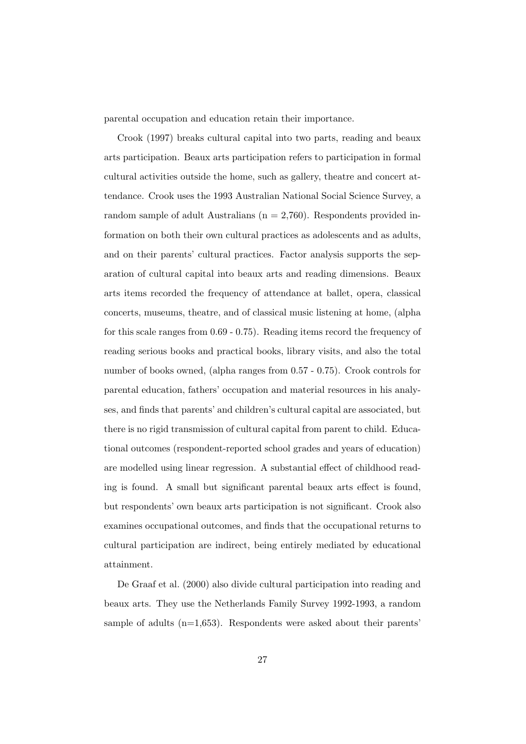parental occupation and education retain their importance.

Crook (1997) breaks cultural capital into two parts, reading and beaux arts participation. Beaux arts participation refers to participation in formal cultural activities outside the home, such as gallery, theatre and concert attendance. Crook uses the 1993 Australian National Social Science Survey, a random sample of adult Australians (n = 2,760). Respondents provided information on both their own cultural practices as adolescents and as adults, and on their parents' cultural practices. Factor analysis supports the separation of cultural capital into beaux arts and reading dimensions. Beaux arts items recorded the frequency of attendance at ballet, opera, classical concerts, museums, theatre, and of classical music listening at home, (alpha for this scale ranges from 0.69 - 0.75). Reading items record the frequency of reading serious books and practical books, library visits, and also the total number of books owned, (alpha ranges from 0.57 - 0.75). Crook controls for parental education, fathers' occupation and material resources in his analyses, and finds that parents' and children's cultural capital are associated, but there is no rigid transmission of cultural capital from parent to child. Educational outcomes (respondent-reported school grades and years of education) are modelled using linear regression. A substantial effect of childhood reading is found. A small but significant parental beaux arts effect is found, but respondents' own beaux arts participation is not significant. Crook also examines occupational outcomes, and finds that the occupational returns to cultural participation are indirect, being entirely mediated by educational attainment.

De Graaf et al. (2000) also divide cultural participation into reading and beaux arts. They use the Netherlands Family Survey 1992-1993, a random sample of adults (n=1,653). Respondents were asked about their parents'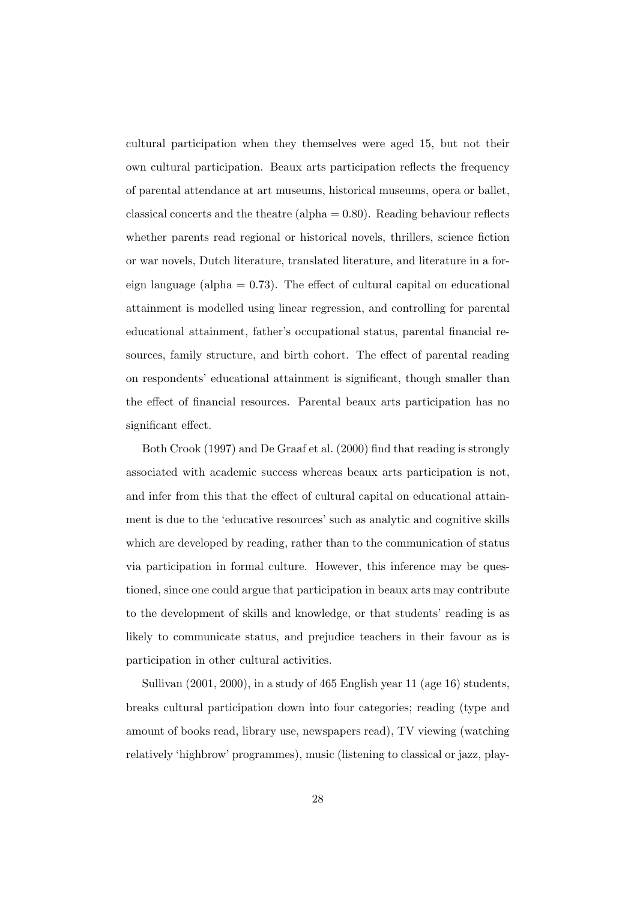cultural participation when they themselves were aged 15, but not their own cultural participation. Beaux arts participation reflects the frequency of parental attendance at art museums, historical museums, opera or ballet, classical concerts and the theatre (alpha = 0.80). Reading behaviour reflects whether parents read regional or historical novels, thrillers, science fiction or war novels, Dutch literature, translated literature, and literature in a foreign language (alpha = 0.73). The effect of cultural capital on educational attainment is modelled using linear regression, and controlling for parental educational attainment, father's occupational status, parental financial resources, family structure, and birth cohort. The effect of parental reading on respondents' educational attainment is significant, though smaller than the effect of financial resources. Parental beaux arts participation has no significant effect.

Both Crook (1997) and De Graaf et al. (2000) find that reading is strongly associated with academic success whereas beaux arts participation is not, and infer from this that the effect of cultural capital on educational attainment is due to the 'educative resources' such as analytic and cognitive skills which are developed by reading, rather than to the communication of status via participation in formal culture. However, this inference may be questioned, since one could argue that participation in beaux arts may contribute to the development of skills and knowledge, or that students' reading is as likely to communicate status, and prejudice teachers in their favour as is participation in other cultural activities.

Sullivan (2001, 2000), in a study of 465 English year 11 (age 16) students, breaks cultural participation down into four categories; reading (type and amount of books read, library use, newspapers read), TV viewing (watching relatively 'highbrow' programmes), music (listening to classical or jazz, play-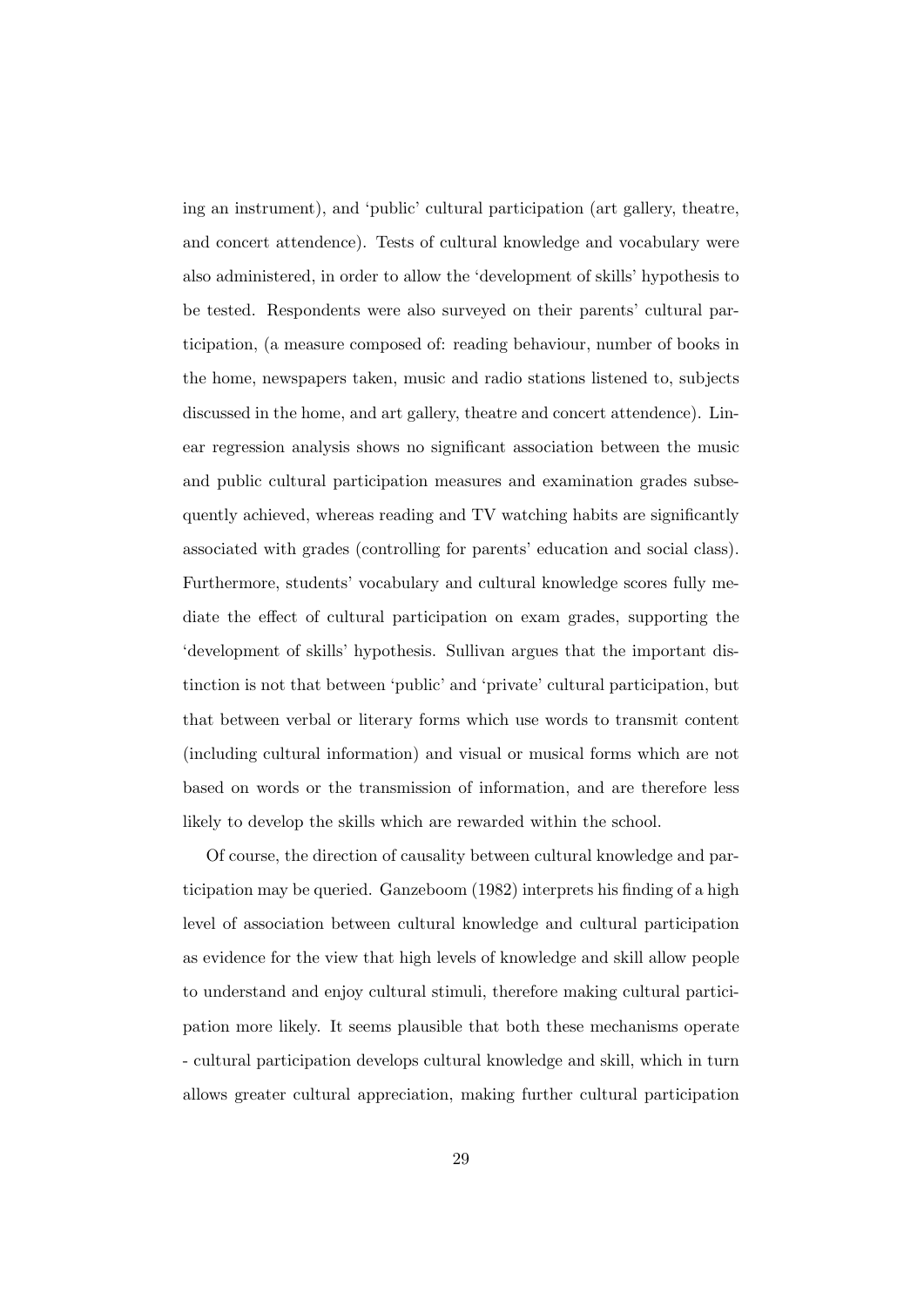ing an instrument), and 'public' cultural participation (art gallery, theatre, and concert attendence). Tests of cultural knowledge and vocabulary were also administered, in order to allow the 'development of skills' hypothesis to be tested. Respondents were also surveyed on their parents' cultural participation, (a measure composed of: reading behaviour, number of books in the home, newspapers taken, music and radio stations listened to, subjects discussed in the home, and art gallery, theatre and concert attendence). Linear regression analysis shows no significant association between the music and public cultural participation measures and examination grades subsequently achieved, whereas reading and TV watching habits are significantly associated with grades (controlling for parents' education and social class). Furthermore, students' vocabulary and cultural knowledge scores fully mediate the effect of cultural participation on exam grades, supporting the 'development of skills' hypothesis. Sullivan argues that the important distinction is not that between 'public' and 'private' cultural participation, but that between verbal or literary forms which use words to transmit content (including cultural information) and visual or musical forms which are not based on words or the transmission of information, and are therefore less likely to develop the skills which are rewarded within the school.

Of course, the direction of causality between cultural knowledge and participation may be queried. Ganzeboom (1982) interprets his finding of a high level of association between cultural knowledge and cultural participation as evidence for the view that high levels of knowledge and skill allow people to understand and enjoy cultural stimuli, therefore making cultural participation more likely. It seems plausible that both these mechanisms operate - cultural participation develops cultural knowledge and skill, which in turn allows greater cultural appreciation, making further cultural participation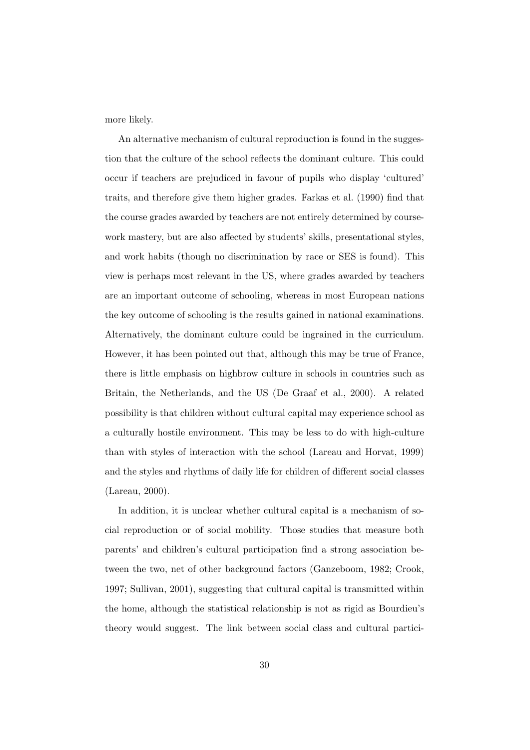more likely.

An alternative mechanism of cultural reproduction is found in the suggestion that the culture of the school reflects the dominant culture. This could occur if teachers are prejudiced in favour of pupils who display 'cultured' traits, and therefore give them higher grades. Farkas et al. (1990) find that the course grades awarded by teachers are not entirely determined by coursework mastery, but are also affected by students' skills, presentational styles, and work habits (though no discrimination by race or SES is found). This view is perhaps most relevant in the US, where grades awarded by teachers are an important outcome of schooling, whereas in most European nations the key outcome of schooling is the results gained in national examinations. Alternatively, the dominant culture could be ingrained in the curriculum. However, it has been pointed out that, although this may be true of France, there is little emphasis on highbrow culture in schools in countries such as Britain, the Netherlands, and the US (De Graaf et al., 2000). A related possibility is that children without cultural capital may experience school as a culturally hostile environment. This may be less to do with high-culture than with styles of interaction with the school (Lareau and Horvat, 1999) and the styles and rhythms of daily life for children of different social classes (Lareau, 2000).

In addition, it is unclear whether cultural capital is a mechanism of social reproduction or of social mobility. Those studies that measure both parents' and children's cultural participation find a strong association between the two, net of other background factors (Ganzeboom, 1982; Crook, 1997; Sullivan, 2001), suggesting that cultural capital is transmitted within the home, although the statistical relationship is not as rigid as Bourdieu's theory would suggest. The link between social class and cultural partici-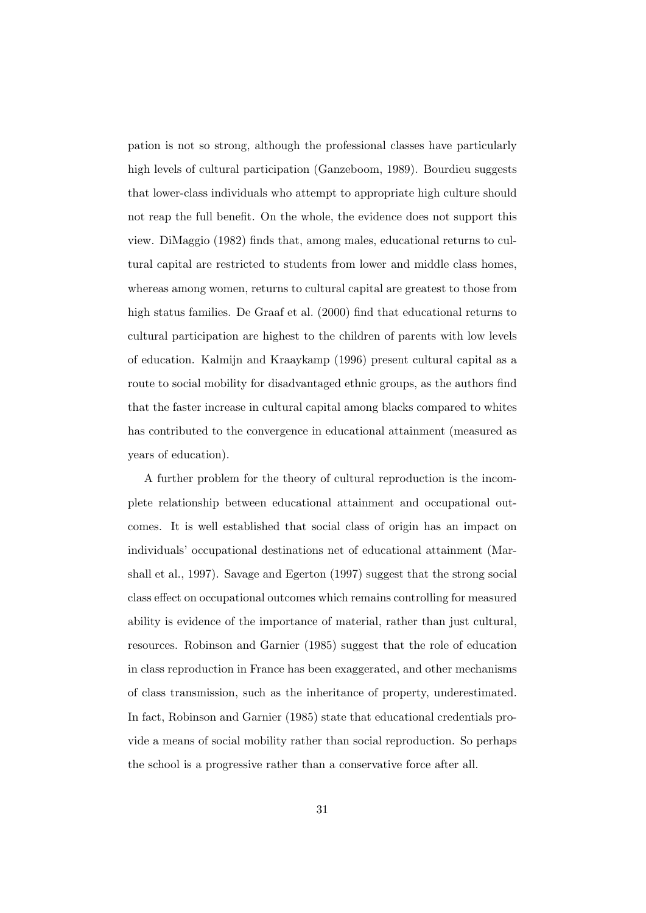pation is not so strong, although the professional classes have particularly high levels of cultural participation (Ganzeboom, 1989). Bourdieu suggests that lower-class individuals who attempt to appropriate high culture should not reap the full benefit. On the whole, the evidence does not support this view. DiMaggio (1982) finds that, among males, educational returns to cultural capital are restricted to students from lower and middle class homes, whereas among women, returns to cultural capital are greatest to those from high status families. De Graaf et al. (2000) find that educational returns to cultural participation are highest to the children of parents with low levels of education. Kalmijn and Kraaykamp (1996) present cultural capital as a route to social mobility for disadvantaged ethnic groups, as the authors find that the faster increase in cultural capital among blacks compared to whites has contributed to the convergence in educational attainment (measured as years of education).

A further problem for the theory of cultural reproduction is the incomplete relationship between educational attainment and occupational outcomes. It is well established that social class of origin has an impact on individuals' occupational destinations net of educational attainment (Marshall et al., 1997). Savage and Egerton (1997) suggest that the strong social class effect on occupational outcomes which remains controlling for measured ability is evidence of the importance of material, rather than just cultural, resources. Robinson and Garnier (1985) suggest that the role of education in class reproduction in France has been exaggerated, and other mechanisms of class transmission, such as the inheritance of property, underestimated. In fact, Robinson and Garnier (1985) state that educational credentials provide a means of social mobility rather than social reproduction. So perhaps the school is a progressive rather than a conservative force after all.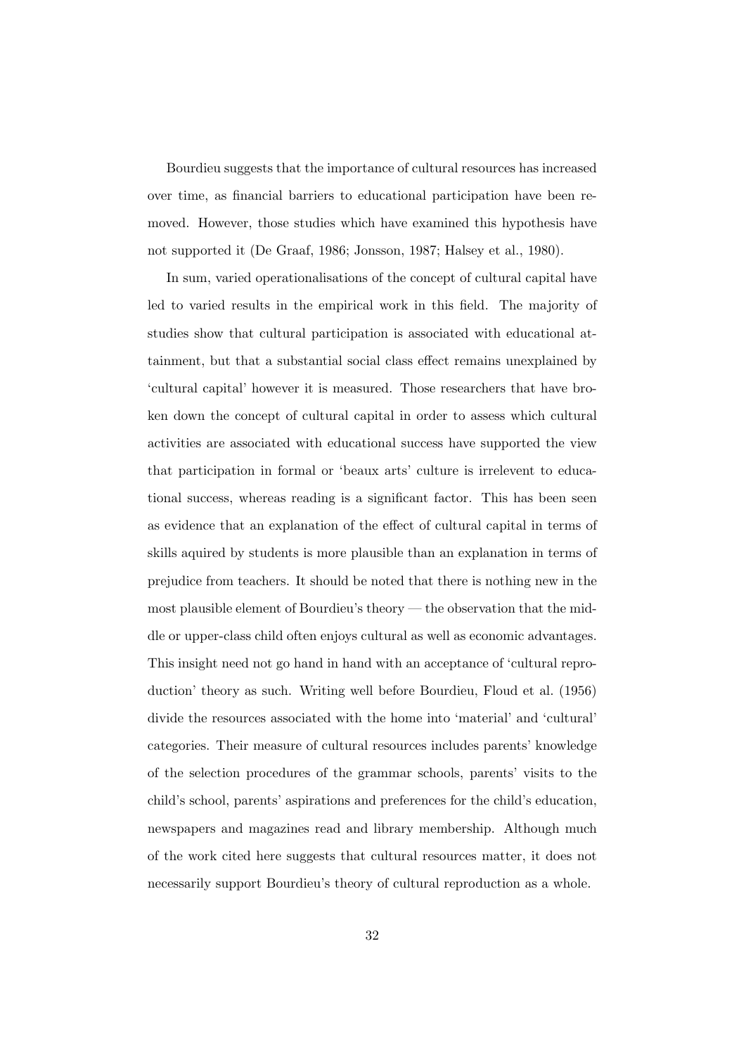Bourdieu suggests that the importance of cultural resources has increased over time, as financial barriers to educational participation have been removed. However, those studies which have examined this hypothesis have not supported it (De Graaf, 1986; Jonsson, 1987; Halsey et al., 1980).

In sum, varied operationalisations of the concept of cultural capital have led to varied results in the empirical work in this field. The majority of studies show that cultural participation is associated with educational attainment, but that a substantial social class effect remains unexplained by 'cultural capital' however it is measured. Those researchers that have broken down the concept of cultural capital in order to assess which cultural activities are associated with educational success have supported the view that participation in formal or 'beaux arts' culture is irrelevent to educational success, whereas reading is a significant factor. This has been seen as evidence that an explanation of the effect of cultural capital in terms of skills aquired by students is more plausible than an explanation in terms of prejudice from teachers. It should be noted that there is nothing new in the most plausible element of Bourdieu's theory — the observation that the middle or upper-class child often enjoys cultural as well as economic advantages. This insight need not go hand in hand with an acceptance of 'cultural reproduction' theory as such. Writing well before Bourdieu, Floud et al. (1956) divide the resources associated with the home into 'material' and 'cultural' categories. Their measure of cultural resources includes parents' knowledge of the selection procedures of the grammar schools, parents' visits to the child's school, parents' aspirations and preferences for the child's education, newspapers and magazines read and library membership. Although much of the work cited here suggests that cultural resources matter, it does not necessarily support Bourdieu's theory of cultural reproduction as a whole.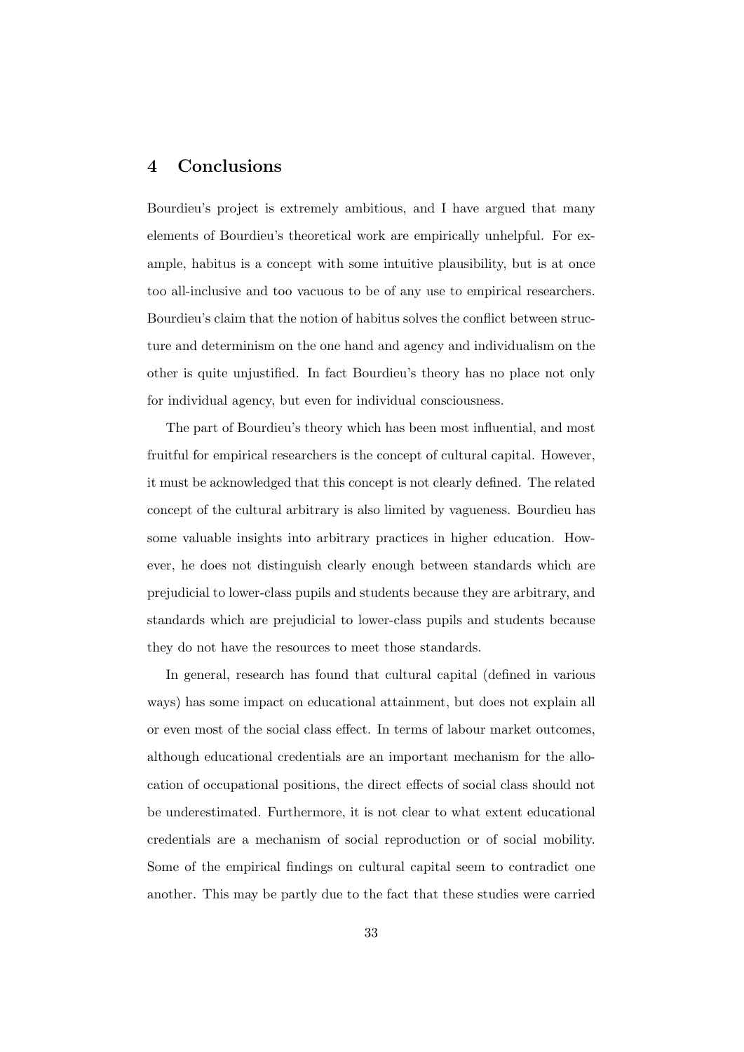## 4 Conclusions

Bourdieu's project is extremely ambitious, and I have argued that many elements of Bourdieu's theoretical work are empirically unhelpful. For example, habitus is a concept with some intuitive plausibility, but is at once too all-inclusive and too vacuous to be of any use to empirical researchers. Bourdieu's claim that the notion of habitus solves the conflict between structure and determinism on the one hand and agency and individualism on the other is quite unjustified. In fact Bourdieu's theory has no place not only for individual agency, but even for individual consciousness.

The part of Bourdieu's theory which has been most influential, and most fruitful for empirical researchers is the concept of cultural capital. However, it must be acknowledged that this concept is not clearly defined. The related concept of the cultural arbitrary is also limited by vagueness. Bourdieu has some valuable insights into arbitrary practices in higher education. However, he does not distinguish clearly enough between standards which are prejudicial to lower-class pupils and students because they are arbitrary, and standards which are prejudicial to lower-class pupils and students because they do not have the resources to meet those standards.

In general, research has found that cultural capital (defined in various ways) has some impact on educational attainment, but does not explain all or even most of the social class effect. In terms of labour market outcomes, although educational credentials are an important mechanism for the allocation of occupational positions, the direct effects of social class should not be underestimated. Furthermore, it is not clear to what extent educational credentials are a mechanism of social reproduction or of social mobility. Some of the empirical findings on cultural capital seem to contradict one another. This may be partly due to the fact that these studies were carried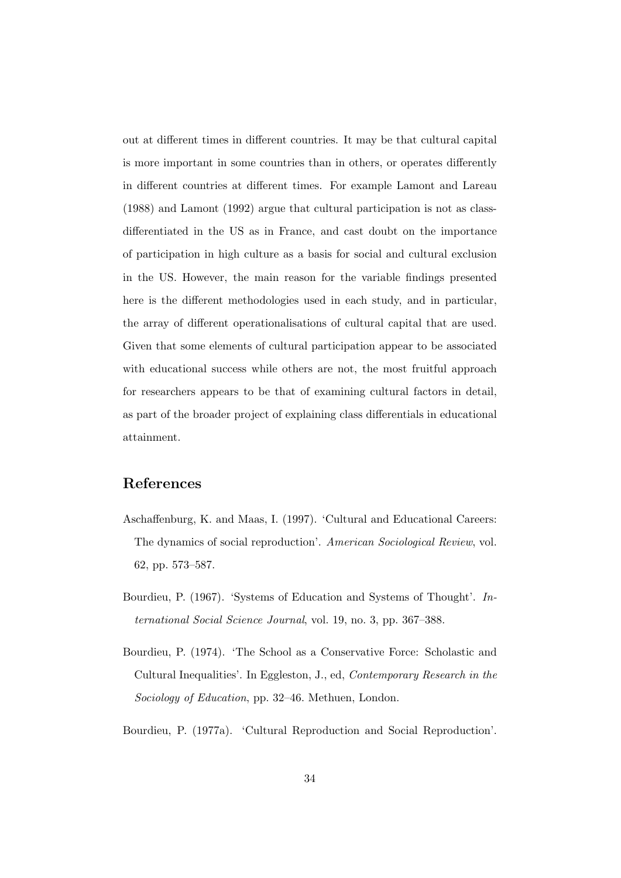out at different times in different countries. It may be that cultural capital is more important in some countries than in others, or operates differently in different countries at different times. For example Lamont and Lareau (1988) and Lamont (1992) argue that cultural participation is not as class-differentiated in the US as in France, and cast doubt on the importance of participation in high culture as a basis for social and cultural exclusion in the US. However, the main reason for the variable findings presented here is the different methodologies used in each study, and in particular, the array of different operationalisations of cultural capital that are used. Given that some elements of cultural participation appear to be associated with educational success while others are not, the most fruitful approach for researchers appears to be that of examining cultural factors in detail, as part of the broader project of explaining class differentials in educational attainment.

## References

Aschaffenburg, K. and Maas, I. (1997). 'Cultural and Educational Careers: The dynamics of social reproduction'. *American Sociological Review*, vol. 62, pp. 573–587.

Bourdieu, P. (1967). 'Systems of Education and Systems of Thought'. *International Social Science Journal*, vol. 19, no. 3, pp. 367–388.

Bourdieu, P. (1974). 'The School as a Conservative Force: Scholastic and Cultural Inequalities'. In Eggleston, J., ed, *Contemporary Research in the Sociology of Education*, pp. 32–46. Methuen, London.

Bourdieu, P. (1977a). 'Cultural Reproduction and Social Reproduction'.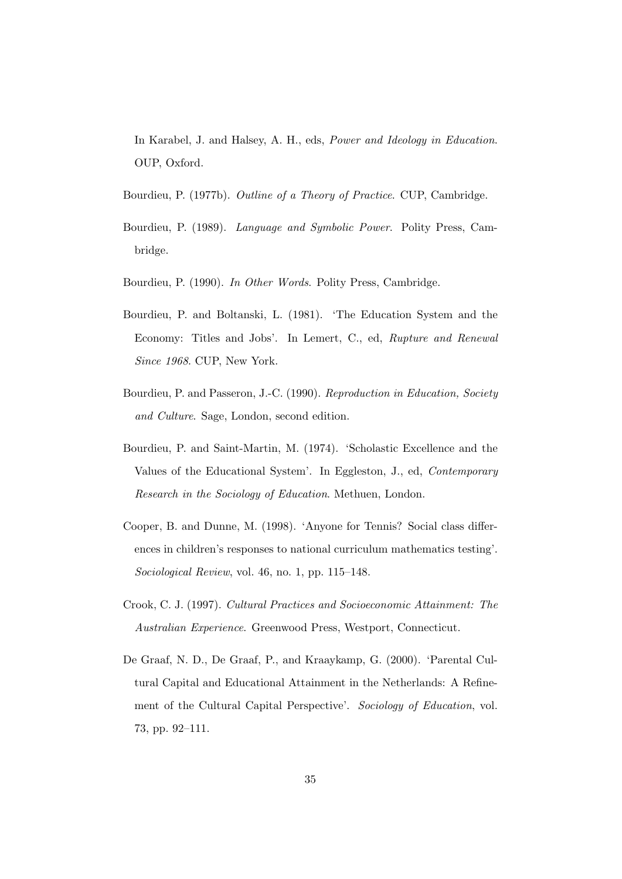In Karabel, J. and Halsey, A. H., eds, *Power and Ideology in Education*. OUP, Oxford.

Bourdieu, P. (1977b). *Outline of a Theory of Practice*. CUP, Cambridge.

Bourdieu, P. (1989). *Language and Symbolic Power*. Polity Press, Cambridge.

Bourdieu, P. (1990). *In Other Words*. Polity Press, Cambridge.

Bourdieu, P. and Boltanski, L. (1981). 'The Education System and the Economy: Titles and Jobs'. In Lemert, C., ed, *Rupture and Renewal Since 1968*. CUP, New York.

Bourdieu, P. and Passeron, J.-C. (1990). *Reproduction in Education, Society and Culture*. Sage, London, second edition.

Bourdieu, P. and Saint-Martin, M. (1974). 'Scholastic Excellence and the Values of the Educational System'. In Eggleston, J., ed, *Contemporary Research in the Sociology of Education*. Methuen, London.

Cooper, B. and Dunne, M. (1998). 'Anyone for Tennis? Social class differences in children's responses to national curriculum mathematics testing'. *Sociological Review*, vol. 46, no. 1, pp. 115–148.

Crook, C. J. (1997). *Cultural Practices and Socioeconomic Attainment: The Australian Experience*. Greenwood Press, Westport, Connecticut.

De Graaf, N. D., De Graaf, P., and Kraaykamp, G. (2000). 'Parental Cultural Capital and Educational Attainment in the Netherlands: A Refinement of the Cultural Capital Perspective'. *Sociology of Education*, vol. 73, pp. 92–111.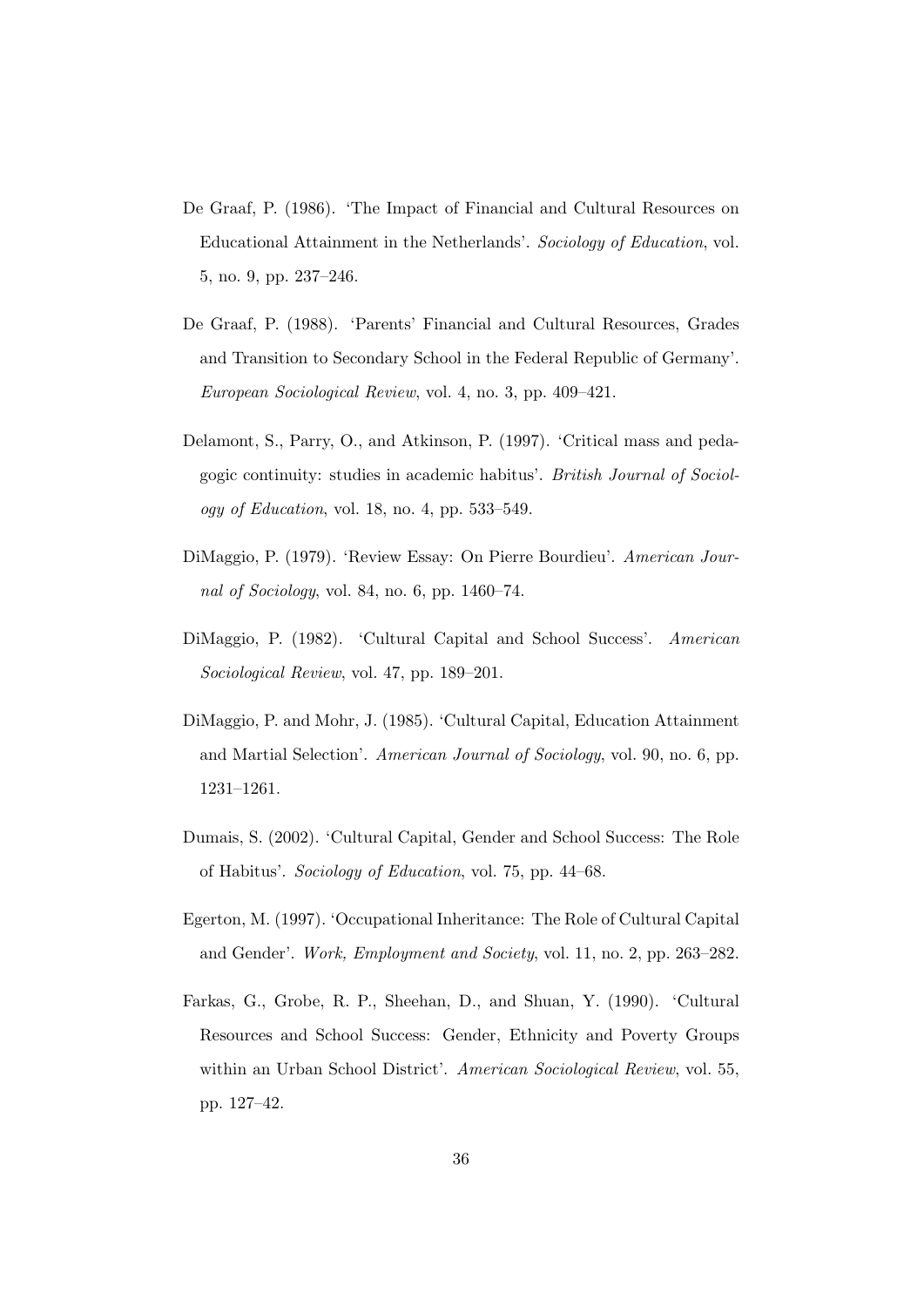De Graaf, P. (1986). 'The Impact of Financial and Cultural Resources on Educational Attainment in the Netherlands'. *Sociology of Education*, vol. 5, no. 9, pp. 237–246.

De Graaf, P. (1988). 'Parents' Financial and Cultural Resources, Grades and Transition to Secondary School in the Federal Republic of Germany'. *European Sociological Review*, vol. 4, no. 3, pp. 409–421.

Delamont, S., Parry, O., and Atkinson, P. (1997). 'Critical mass and pedagogic continuity: studies in academic habitus'. *British Journal of Sociology of Education*, vol. 18, no. 4, pp. 533–549.

DiMaggio, P. (1979). 'Review Essay: On Pierre Bourdieu'. *American Journal of Sociology*, vol. 84, no. 6, pp. 1460–74.

DiMaggio, P. (1982). 'Cultural Capital and School Success'. *American Sociological Review*, vol. 47, pp. 189–201.

DiMaggio, P. and Mohr, J. (1985). 'Cultural Capital, Education Attainment and Martial Selection'. *American Journal of Sociology*, vol. 90, no. 6, pp. 1231–1261.

Dumais, S. (2002). 'Cultural Capital, Gender and School Success: The Role of Habitus'. *Sociology of Education*, vol. 75, pp. 44–68.

Egerton, M. (1997). 'Occupational Inheritance: The Role of Cultural Capital and Gender'. *Work, Employment and Society*, vol. 11, no. 2, pp. 263–282.

Farkas, G., Grobe, R. P., Sheehan, D., and Shuan, Y. (1990). 'Cultural Resources and School Success: Gender, Ethnicity and Poverty Groups within an Urban School District'. *American Sociological Review*, vol. 55, pp. 127–42.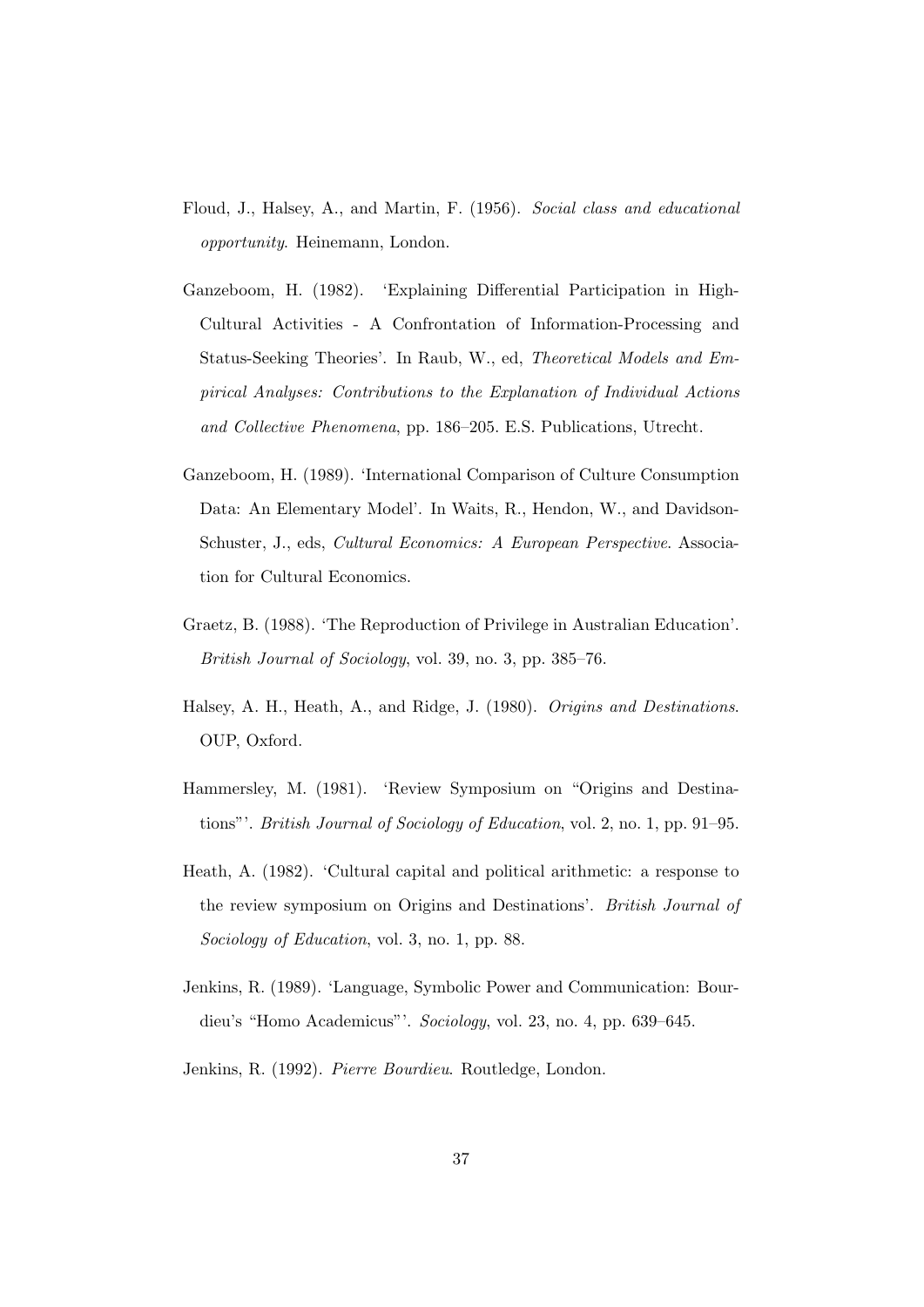Floud, J., Halsey, A., and Martin, F. (1956). *Social class and educational opportunity*. Heinemann, London.

Ganzeboom, H. (1982). 'Explaining Differential Participation in High-Cultural Activities - A Confrontation of Information-Processing and Status-Seeking Theories'. In Raub, W., ed, *Theoretical Models and Empirical Analyses: Contributions to the Explanation of Individual Actions and Collective Phenomena*, pp. 186–205. E.S. Publications, Utrecht.

Ganzeboom, H. (1989). 'International Comparison of Culture Consumption Data: An Elementary Model'. In Waits, R., Hendon, W., and Davidson-Schuster, J., eds, *Cultural Economics: A European Perspective*. Association for Cultural Economics.

Graetz, B. (1988). 'The Reproduction of Privilege in Australian Education'. *British Journal of Sociology*, vol. 39, no. 3, pp. 385–76.

Halsey, A. H., Heath, A., and Ridge, J. (1980). *Origins and Destinations*. OUP, Oxford.

Hammersley, M. (1981). 'Review Symposium on "Origins and Destinations"'. *British Journal of Sociology of Education*, vol. 2, no. 1, pp. 91–95.

Heath, A. (1982). 'Cultural capital and political arithmetic: a response to the review symposium on Origins and Destinations'. *British Journal of Sociology of Education*, vol. 3, no. 1, pp. 88.

Jenkins, R. (1989). 'Language, Symbolic Power and Communication: Bourdieu's "Homo Academicus"'. *Sociology*, vol. 23, no. 4, pp. 639–645.

Jenkins, R. (1992). *Pierre Bourdieu*. Routledge, London.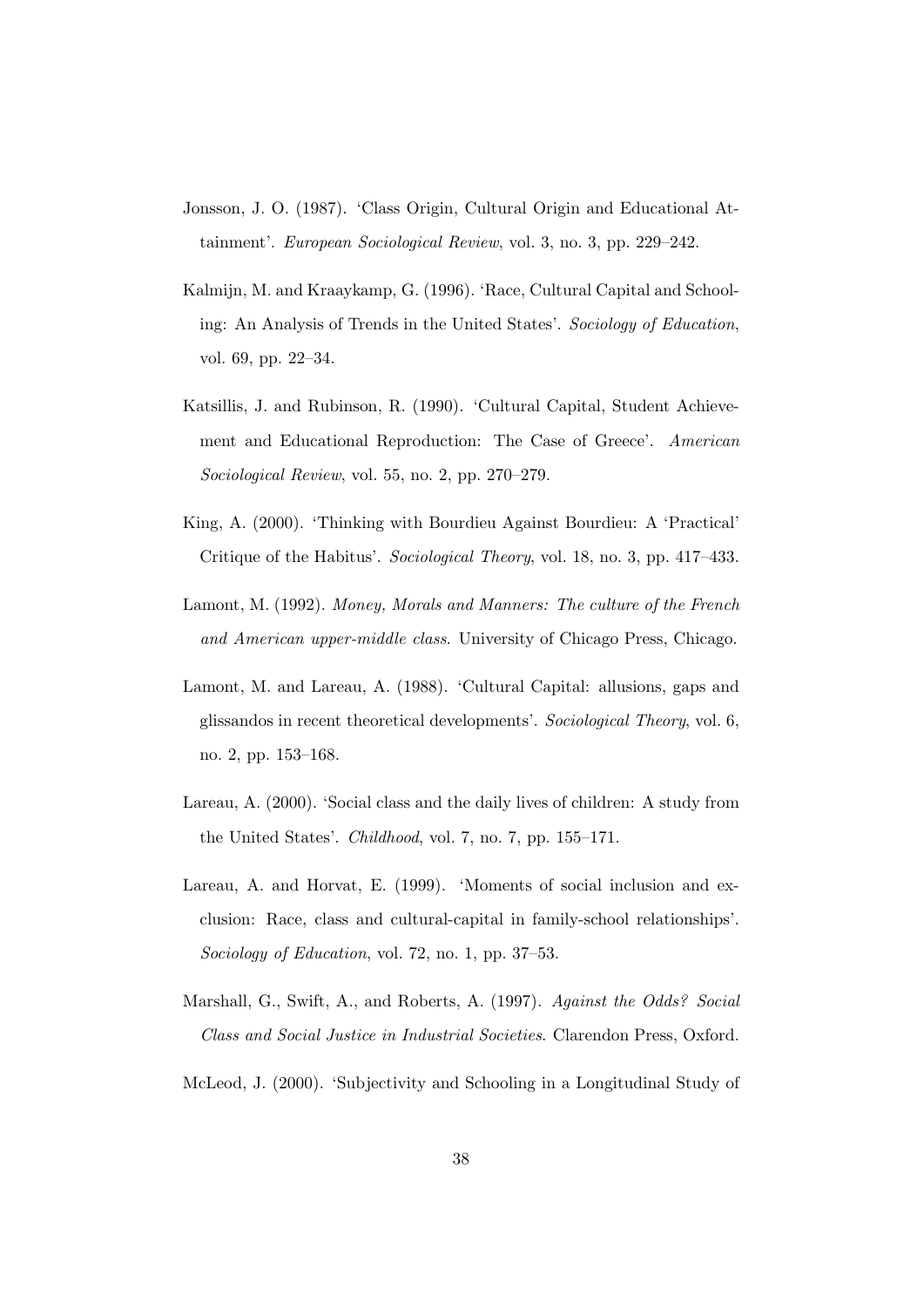Jonsson, J. O. (1987). 'Class Origin, Cultural Origin and Educational Attainment'. *European Sociological Review*, vol. 3, no. 3, pp. 229–242.

Kalmijn, M. and Kraaykamp, G. (1996). 'Race, Cultural Capital and Schooling: An Analysis of Trends in the United States'. *Sociology of Education*, vol. 69, pp. 22–34.

Katsillis, J. and Rubinson, R. (1990). 'Cultural Capital, Student Achievement and Educational Reproduction: The Case of Greece'. *American Sociological Review*, vol. 55, no. 2, pp. 270–279.

King, A. (2000). 'Thinking with Bourdieu Against Bourdieu: A 'Practical' Critique of the Habitus'. *Sociological Theory*, vol. 18, no. 3, pp. 417–433.

Lamont, M. (1992). *Money, Morals and Manners: The culture of the French and American upper-middle class*. University of Chicago Press, Chicago.

Lamont, M. and Lareau, A. (1988). 'Cultural Capital: allusions, gaps and glissandos in recent theoretical developments'. *Sociological Theory*, vol. 6, no. 2, pp. 153–168.

Lareau, A. (2000). 'Social class and the daily lives of children: A study from the United States'. *Childhood*, vol. 7, no. 7, pp. 155–171.

Lareau, A. and Horvat, E. (1999). 'Moments of social inclusion and exclusion: Race, class and cultural-capital in family-school relationships'. *Sociology of Education*, vol. 72, no. 1, pp. 37–53.

Marshall, G., Swift, A., and Roberts, A. (1997). *Against the Odds? Social Class and Social Justice in Industrial Societies*. Clarendon Press, Oxford.

McLeod, J. (2000). 'Subjectivity and Schooling in a Longitudinal Study of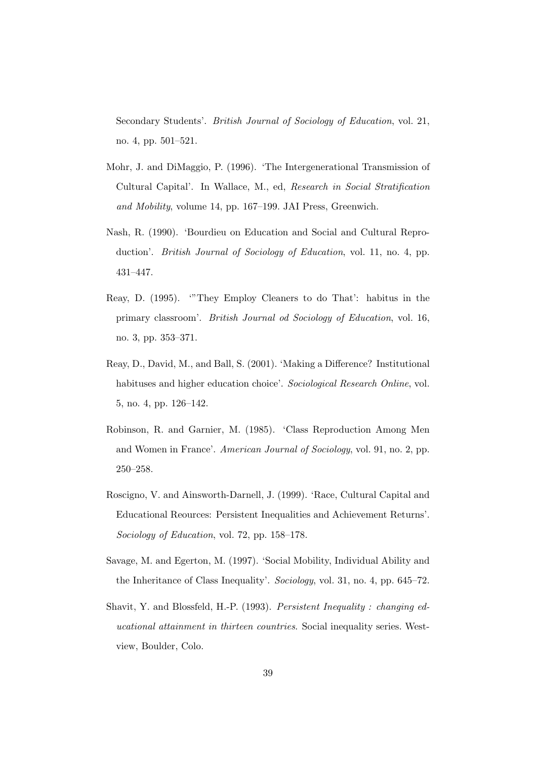Secondary Students'. *British Journal of Sociology of Education*, vol. 21, no. 4, pp. 501–521.

Mohr, J. and DiMaggio, P. (1996). 'The Intergenerational Transmission of Cultural Capital'. In Wallace, M., ed, *Research in Social Stratification and Mobility*, volume 14, pp. 167–199. JAI Press, Greenwich.

Nash, R. (1990). 'Bourdieu on Education and Social and Cultural Reproduction'. *British Journal of Sociology of Education*, vol. 11, no. 4, pp. 431–447.

Reay, D. (1995). '"They Employ Cleaners to do That': habitus in the primary classroom'. *British Journal od Sociology of Education*, vol. 16, no. 3, pp. 353–371.

Reay, D., David, M., and Ball, S. (2001). 'Making a Difference? Institutional habituses and higher education choice'. *Sociological Research Online*, vol. 5, no. 4, pp. 126–142.

Robinson, R. and Garnier, M. (1985). 'Class Reproduction Among Men and Women in France'. *American Journal of Sociology*, vol. 91, no. 2, pp. 250–258.

Roscigno, V. and Ainsworth-Darnell, J. (1999). 'Race, Cultural Capital and Educational Reources: Persistent Inequalities and Achievement Returns'. *Sociology of Education*, vol. 72, pp. 158–178.

Savage, M. and Egerton, M. (1997). 'Social Mobility, Individual Ability and the Inheritance of Class Inequality'. *Sociology*, vol. 31, no. 4, pp. 645–72.

Shavit, Y. and Blossfeld, H.-P. (1993). *Persistent Inequality : changing educational attainment in thirteen countries*. Social inequality series. Westview, Boulder, Colo.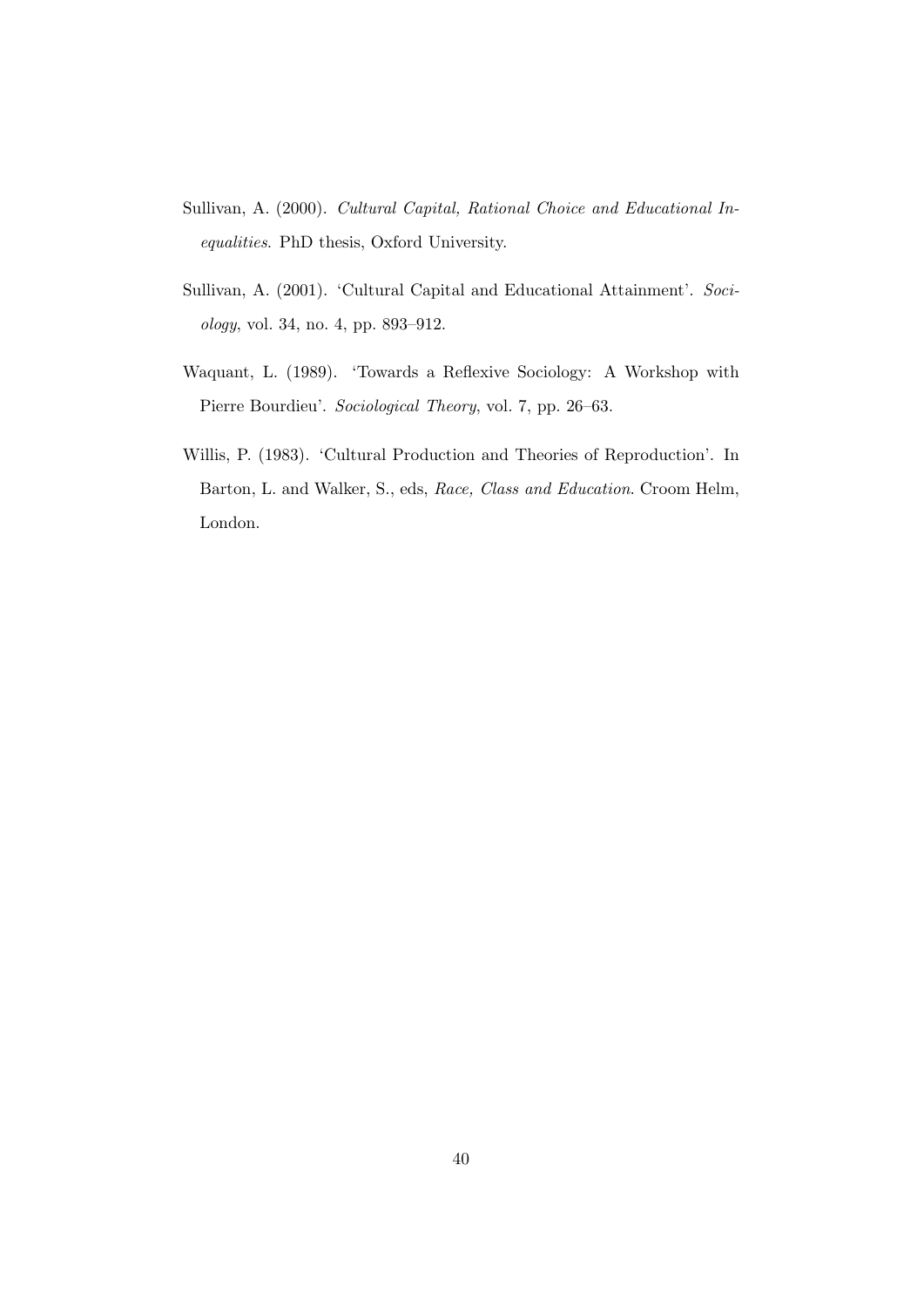Sullivan, A. (2000). *Cultural Capital, Rational Choice and Educational Inequalities*. PhD thesis, Oxford University.

Sullivan, A. (2001). 'Cultural Capital and Educational Attainment'. *Sociology*, vol. 34, no. 4, pp. 893–912.

Waquant, L. (1989). 'Towards a Reflexive Sociology: A Workshop with Pierre Bourdieu'. *Sociological Theory*, vol. 7, pp. 26–63.

Willis, P. (1983). 'Cultural Production and Theories of Reproduction'. In Barton, L. and Walker, S., eds, *Race, Class and Education*. Croom Helm, London.